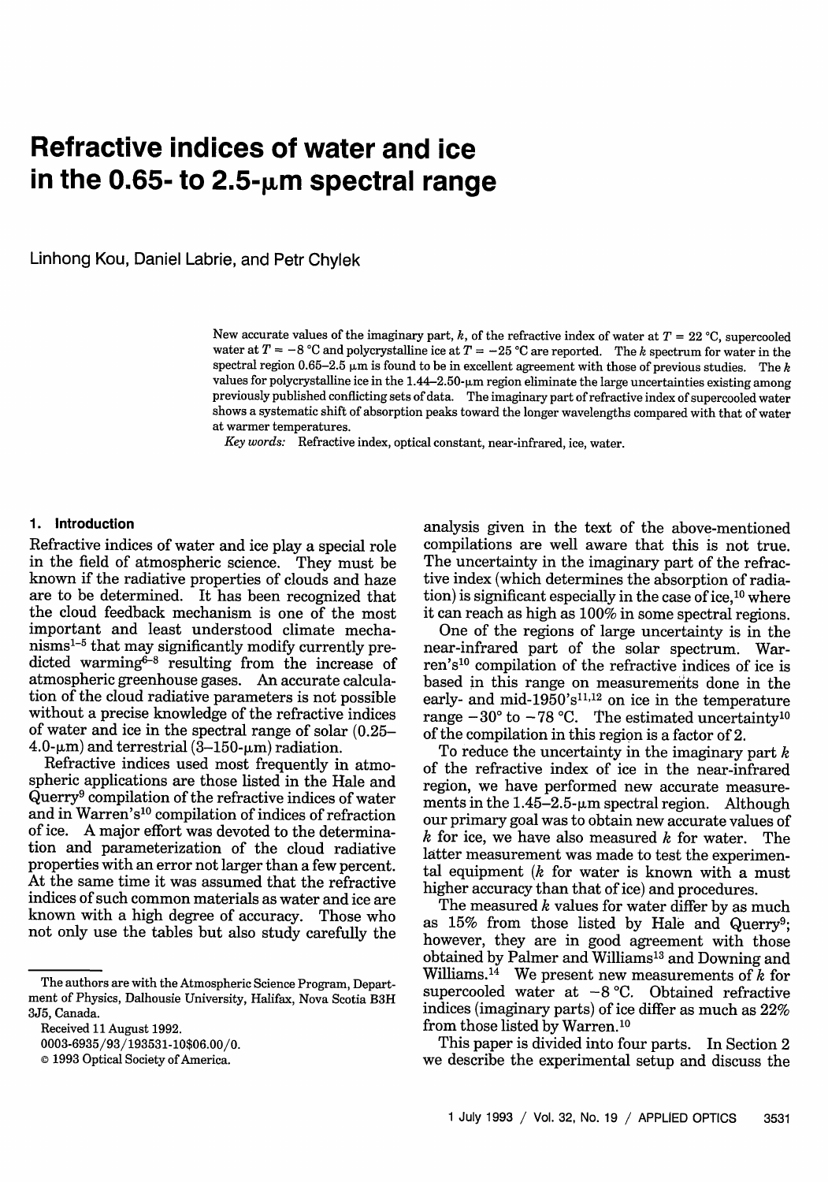# Refractive indices of water and ice in the 0.65- to 2.5-μm spectral range

Linhong Kou, Daniel Labrie, and Petr Chylek

New accurate values of the imaginary part, $k$, of the refractive index of water at $T = 22$ °C, supercooled water at $T = -8$ °C and polycrystalline ice at $T = -25$ °C are reported. The $k$ spectrum for water in the spectral region 0.65–2.5 μm is found to be in excellent agreement with those of previous studies. The $k$ values for polycrystalline ice in the 1.44–2.50-μm region eliminate the large uncertainties existing among previously published conflicting sets of data. The imaginary part of refractive index of supercooled water shows a systematic shift of absorption peaks toward the longer wavelengths compared with that of water at warmer temperatures.

*Key words:* Refractive index, optical constant, near-infrared, ice, water.

## 1. Introduction

Refractive indices of water and ice play a special role in the field of atmospheric science. They must be known if the radiative properties of clouds and haze are to be determined. It has been recognized that the cloud feedback mechanism is one of the most important and least understood climate mechanisms[1–5] that may significantly modify currently predicted warming[6–8] resulting from the increase of atmospheric greenhouse gases. An accurate calculation of the cloud radiative parameters is not possible without a precise knowledge of the refractive indices of water and ice in the spectral range of solar (0.25–4.0-μm) and terrestrial (3–150-μm) radiation.

Refractive indices used most frequently in atmospheric applications are those listed in the Hale and Querry[9] compilation of the refractive indices of water and in Warren's[10] compilation of indices of refraction of ice. A major effort was devoted to the determination and parameterization of the cloud radiative properties with an error not larger than a few percent. At the same time it was assumed that the refractive indices of such common materials as water and ice are known with a high degree of accuracy. Those who not only use the tables but also study carefully the analysis given in the text of the above-mentioned compilations are well aware that this is not true. The uncertainty in the imaginary part of the refractive index (which determines the absorption of radiation) is significant especially in the case of ice,[10] where it can reach as high as 100% in some spectral regions.

One of the regions of large uncertainty is in the near-infrared part of the solar spectrum. Warren's[10] compilation of the refractive indices of ice is based in this range on measurements done in the early- and mid-1950's[11,12] on ice in the temperature range −30° to −78 °C. The estimated uncertainty[10] of the compilation in this region is a factor of 2.

To reduce the uncertainty in the imaginary part $k$ of the refractive index of ice in the near-infrared region, we have performed new accurate measurements in the 1.45–2.5-μm spectral region. Although our primary goal was to obtain new accurate values of $k$ for ice, we have also measured $k$ for water. The latter measurement was made to test the experimental equipment ($k$ for water is known with a must higher accuracy than that of ice) and procedures.

The measured $k$ values for water differ by as much as 15% from those listed by Hale and Querry[9]; however, they are in good agreement with those obtained by Palmer and Williams[13] and Downing and Williams.[14] We present new measurements of $k$ for supercooled water at −8 °C. Obtained refractive indices (imaginary parts) of ice differ as much as 22% from those listed by Warren.[10]

This paper is divided into four parts. In Section 2 we describe the experimental setup and discuss the

The authors are with the Atmospheric Science Program, Department of Physics, Dalhousie University, Halifax, Nova Scotia B3H 3J5, Canada.

Received 11 August 1992.

0003-6935/93/193531-10$06.00/0.

© 1993 Optical Society of America.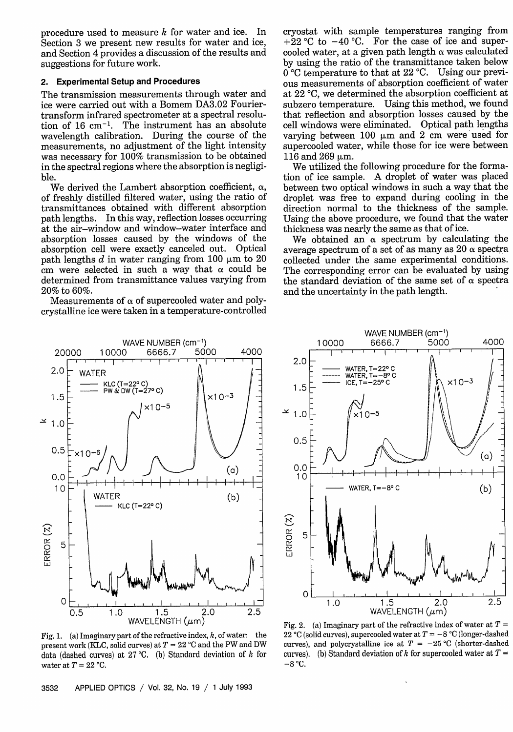procedure used to measure $k$ for water and ice. In Section 3 we present new results for water and ice, and Section 4 provides a discussion of the results and suggestions for future work.

## 2. Experimental Setup and Procedures

The transmission measurements through water and ice were carried out with a Bomem DA3.02 Fourier-transform infrared spectrometer at a spectral resolution of 16 $cm^{-1}$. The instrument has an absolute wavelength calibration. During the course of the measurements, no adjustment of the light intensity was necessary for 100% transmission to be obtained in the spectral regions where the absorption is negligible.

We derived the Lambert absorption coefficient, $\alpha$, of freshly distilled filtered water, using the ratio of transmittances obtained with different absorption path lengths. In this way, reflection losses occurring at the air–window and window–water interface and absorption losses caused by the windows of the absorption cell were exactly canceled out. Optical path lengths $d$ in water ranging from 100 μm to 20 cm were selected in such a way that $\alpha$ could be determined from transmittance values varying from 20% to 60%.

Measurements of $\alpha$ of supercooled water and polycrystalline ice were taken in a temperature-controlled cryostat with sample temperatures ranging from +22 °C to −40 °C. For the case of ice and supercooled water, at a given path length $\alpha$ was calculated by using the ratio of the transmittance taken below 0 °C temperature to that at 22 °C. Using our previous measurements of absorption coefficient of water at 22 °C, we determined the absorption coefficient at subzero temperature. Using this method, we found that reflection and absorption losses caused by the cell windows were eliminated. Optical path lengths varying between 100 μm and 2 cm were used for supercooled water, while those for ice were between 116 and 269 μm.

We utilized the following procedure for the formation of ice sample. A droplet of water was placed between two optical windows in such a way that the droplet was free to expand during cooling in the direction normal to the thickness of the sample. Using the above procedure, we found that the water thickness was nearly the same as that of ice.

We obtained an $\alpha$ spectrum by calculating the average spectrum of a set of as many as 20 $\alpha$ spectra collected under the same experimental conditions. The corresponding error can be evaluated by using the standard deviation of the same set of $\alpha$ spectra and the uncertainty in the path length.

Fig. 1. (a) Imaginary part of the refractive index, $k$, of water: the present work (KLC, solid curves) at $T$ = 22 °C and the PW and DW data (dashed curves) at 27 °C. (b) Standard deviation of $k$ for water at $T$ = 22 °C.

Fig. 2. (a) Imaginary part of the refractive index of water at $T$ = 22 °C (solid curves), supercooled water at $T$ = −8 °C (longer-dashed curves), and polycrystalline ice at $T$ = −25 °C (shorter-dashed curves). (b) Standard deviation of $k$ for supercooled water at $T$ = −8 °C.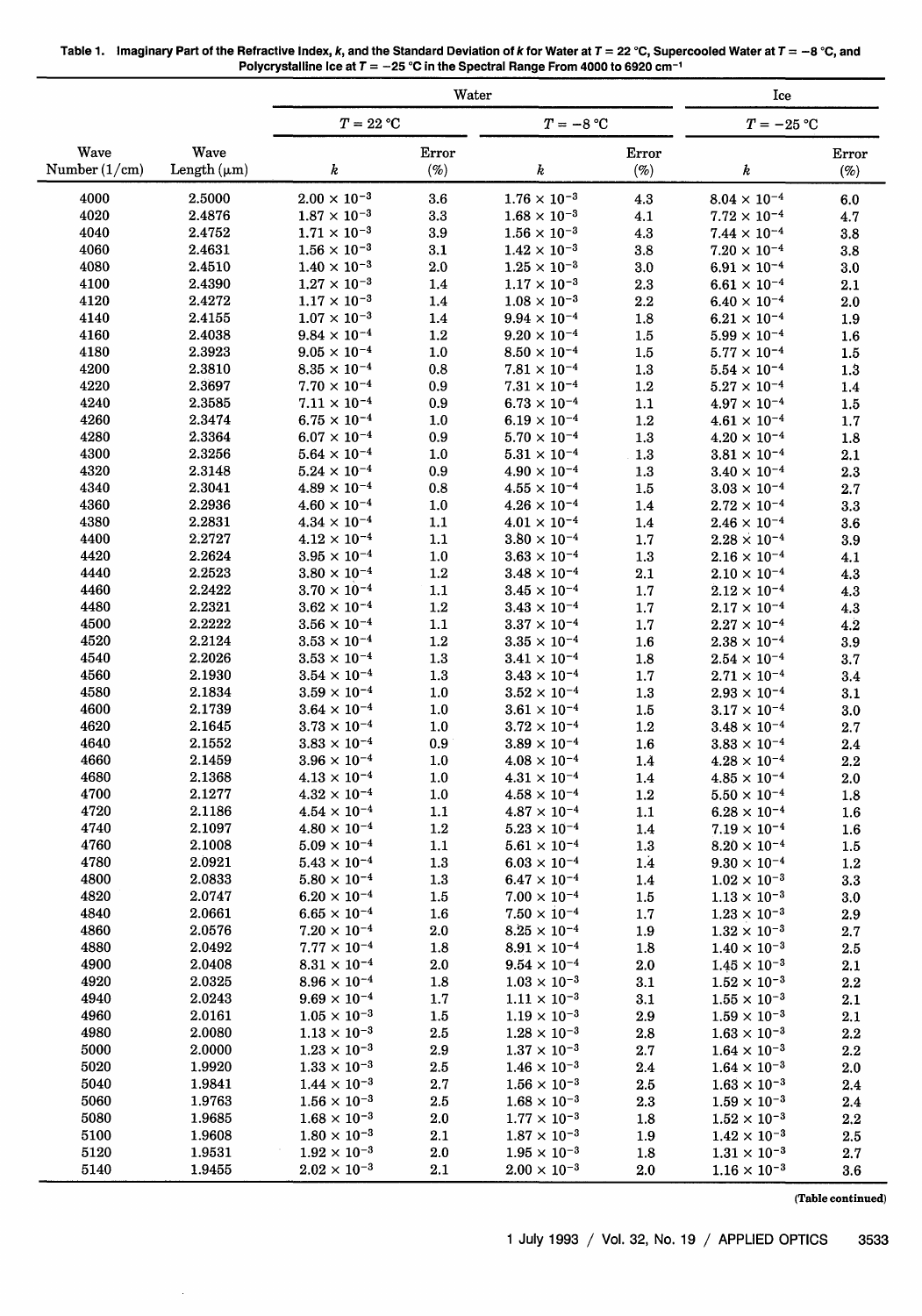**Table 1. Imaginary Part of the Refractive Index, $k$, and the Standard Deviation of $k$ for Water at $T$ = 22 °C, Supercooled Water at $T$ = −8 °C, and Polycrystalline Ice at $T$ = −25 °C in the Spectral Range From 4000 to 6920 cm$^{-1}$**

| | | Water | | | | Ice | |
|---|---|---|---|---|---|---|---|
| | | $T$ = 22 °C | | $T$ = −8 °C | | $T$ = −25 °C | |
| Wave Number (1/cm) | Wave Length (μm) | $k$ | Error (%) | $k$ | Error (%) | $k$ | Error (%) |
| 4000 | 2.5000 | $2.00 \times 10^{-3}$ | 3.6 | $1.76 \times 10^{-3}$ | 4.3 | $8.04 \times 10^{-4}$ | 6.0 |
| 4020 | 2.4876 | $1.87 \times 10^{-3}$ | 3.3 | $1.68 \times 10^{-3}$ | 4.1 | $7.72 \times 10^{-4}$ | 4.7 |
| 4040 | 2.4752 | $1.71 \times 10^{-3}$ | 3.9 | $1.56 \times 10^{-3}$ | 4.3 | $7.44 \times 10^{-4}$ | 3.8 |
| 4060 | 2.4631 | $1.56 \times 10^{-3}$ | 3.1 | $1.42 \times 10^{-3}$ | 3.8 | $7.20 \times 10^{-4}$ | 3.8 |
| 4080 | 2.4510 | $1.40 \times 10^{-3}$ | 2.0 | $1.25 \times 10^{-3}$ | 3.0 | $6.91 \times 10^{-4}$ | 3.0 |
| 4100 | 2.4390 | $1.27 \times 10^{-3}$ | 1.4 | $1.17 \times 10^{-3}$ | 2.3 | $6.61 \times 10^{-4}$ | 2.1 |
| 4120 | 2.4272 | $1.17 \times 10^{-3}$ | 1.4 | $1.08 \times 10^{-3}$ | 2.2 | $6.40 \times 10^{-4}$ | 2.0 |
| 4140 | 2.4155 | $1.07 \times 10^{-3}$ | 1.4 | $9.94 \times 10^{-4}$ | 1.8 | $6.21 \times 10^{-4}$ | 1.9 |
| 4160 | 2.4038 | $9.84 \times 10^{-4}$ | 1.2 | $9.20 \times 10^{-4}$ | 1.5 | $5.99 \times 10^{-4}$ | 1.6 |
| 4180 | 2.3923 | $9.05 \times 10^{-4}$ | 1.0 | $8.50 \times 10^{-4}$ | 1.5 | $5.77 \times 10^{-4}$ | 1.5 |
| 4200 | 2.3810 | $8.35 \times 10^{-4}$ | 0.8 | $7.81 \times 10^{-4}$ | 1.3 | $5.54 \times 10^{-4}$ | 1.3 |
| 4220 | 2.3697 | $7.70 \times 10^{-4}$ | 0.9 | $7.31 \times 10^{-4}$ | 1.2 | $5.27 \times 10^{-4}$ | 1.4 |
| 4240 | 2.3585 | $7.11 \times 10^{-4}$ | 0.9 | $6.73 \times 10^{-4}$ | 1.1 | $4.97 \times 10^{-4}$ | 1.5 |
| 4260 | 2.3474 | $6.75 \times 10^{-4}$ | 1.0 | $6.19 \times 10^{-4}$ | 1.2 | $4.61 \times 10^{-4}$ | 1.7 |
| 4280 | 2.3364 | $6.07 \times 10^{-4}$ | 0.9 | $5.70 \times 10^{-4}$ | 1.3 | $4.20 \times 10^{-4}$ | 1.8 |
| 4300 | 2.3256 | $5.64 \times 10^{-4}$ | 1.0 | $5.31 \times 10^{-4}$ | 1.3 | $3.81 \times 10^{-4}$ | 2.1 |
| 4320 | 2.3148 | $5.24 \times 10^{-4}$ | 0.9 | $4.90 \times 10^{-4}$ | 1.3 | $3.40 \times 10^{-4}$ | 2.3 |
| 4340 | 2.3041 | $4.89 \times 10^{-4}$ | 0.8 | $4.55 \times 10^{-4}$ | 1.5 | $3.03 \times 10^{-4}$ | 2.7 |
| 4360 | 2.2936 | $4.60 \times 10^{-4}$ | 1.0 | $4.26 \times 10^{-4}$ | 1.4 | $2.72 \times 10^{-4}$ | 3.3 |
| 4380 | 2.2831 | $4.34 \times 10^{-4}$ | 1.1 | $4.01 \times 10^{-4}$ | 1.4 | $2.46 \times 10^{-4}$ | 3.6 |
| 4400 | 2.2727 | $4.12 \times 10^{-4}$ | 1.1 | $3.80 \times 10^{-4}$ | 1.7 | $2.28 \times 10^{-4}$ | 3.9 |
| 4420 | 2.2624 | $3.95 \times 10^{-4}$ | 1.0 | $3.63 \times 10^{-4}$ | 1.3 | $2.16 \times 10^{-4}$ | 4.1 |
| 4440 | 2.2523 | $3.80 \times 10^{-4}$ | 1.2 | $3.48 \times 10^{-4}$ | 2.1 | $2.10 \times 10^{-4}$ | 4.3 |
| 4460 | 2.2422 | $3.70 \times 10^{-4}$ | 1.1 | $3.45 \times 10^{-4}$ | 1.7 | $2.12 \times 10^{-4}$ | 4.3 |
| 4480 | 2.2321 | $3.62 \times 10^{-4}$ | 1.2 | $3.43 \times 10^{-4}$ | 1.7 | $2.17 \times 10^{-4}$ | 4.3 |
| 4500 | 2.2222 | $3.56 \times 10^{-4}$ | 1.1 | $3.37 \times 10^{-4}$ | 1.7 | $2.27 \times 10^{-4}$ | 4.2 |
| 4520 | 2.2124 | $3.53 \times 10^{-4}$ | 1.2 | $3.35 \times 10^{-4}$ | 1.6 | $2.38 \times 10^{-4}$ | 3.9 |
| 4540 | 2.2026 | $3.53 \times 10^{-4}$ | 1.3 | $3.41 \times 10^{-4}$ | 1.8 | $2.54 \times 10^{-4}$ | 3.7 |
| 4560 | 2.1930 | $3.54 \times 10^{-4}$ | 1.3 | $3.43 \times 10^{-4}$ | 1.7 | $2.71 \times 10^{-4}$ | 3.4 |
| 4580 | 2.1834 | $3.59 \times 10^{-4}$ | 1.0 | $3.52 \times 10^{-4}$ | 1.3 | $2.93 \times 10^{-4}$ | 3.1 |
| 4600 | 2.1739 | $3.64 \times 10^{-4}$ | 1.0 | $3.61 \times 10^{-4}$ | 1.5 | $3.17 \times 10^{-4}$ | 3.0 |
| 4620 | 2.1645 | $3.73 \times 10^{-4}$ | 1.0 | $3.72 \times 10^{-4}$ | 1.2 | $3.48 \times 10^{-4}$ | 2.7 |
| 4640 | 2.1552 | $3.83 \times 10^{-4}$ | 0.9 | $3.89 \times 10^{-4}$ | 1.6 | $3.83 \times 10^{-4}$ | 2.4 |
| 4660 | 2.1459 | $3.96 \times 10^{-4}$ | 1.0 | $4.08 \times 10^{-4}$ | 1.4 | $4.28 \times 10^{-4}$ | 2.2 |
| 4680 | 2.1368 | $4.13 \times 10^{-4}$ | 1.0 | $4.31 \times 10^{-4}$ | 1.4 | $4.85 \times 10^{-4}$ | 2.0 |
| 4700 | 2.1277 | $4.32 \times 10^{-4}$ | 1.0 | $4.58 \times 10^{-4}$ | 1.2 | $5.50 \times 10^{-4}$ | 1.8 |
| 4720 | 2.1186 | $4.54 \times 10^{-4}$ | 1.1 | $4.87 \times 10^{-4}$ | 1.1 | $6.28 \times 10^{-4}$ | 1.6 |
| 4740 | 2.1097 | $4.80 \times 10^{-4}$ | 1.2 | $5.23 \times 10^{-4}$ | 1.4 | $7.19 \times 10^{-4}$ | 1.6 |
| 4760 | 2.1008 | $5.09 \times 10^{-4}$ | 1.1 | $5.61 \times 10^{-4}$ | 1.3 | $8.20 \times 10^{-4}$ | 1.5 |
| 4780 | 2.0921 | $5.43 \times 10^{-4}$ | 1.3 | $6.03 \times 10^{-4}$ | 1.4 | $9.30 \times 10^{-4}$ | 1.2 |
| 4800 | 2.0833 | $5.80 \times 10^{-4}$ | 1.3 | $6.47 \times 10^{-4}$ | 1.4 | $1.02 \times 10^{-3}$ | 3.3 |
| 4820 | 2.0747 | $6.20 \times 10^{-4}$ | 1.5 | $7.00 \times 10^{-4}$ | 1.5 | $1.13 \times 10^{-3}$ | 3.0 |
| 4840 | 2.0661 | $6.65 \times 10^{-4}$ | 1.6 | $7.50 \times 10^{-4}$ | 1.7 | $1.23 \times 10^{-3}$ | 2.9 |
| 4860 | 2.0576 | $7.20 \times 10^{-4}$ | 2.0 | $8.25 \times 10^{-4}$ | 1.9 | $1.32 \times 10^{-3}$ | 2.7 |
| 4880 | 2.0492 | $7.77 \times 10^{-4}$ | 1.8 | $8.91 \times 10^{-4}$ | 1.8 | $1.40 \times 10^{-3}$ | 2.5 |
| 4900 | 2.0408 | $8.31 \times 10^{-4}$ | 2.0 | $9.54 \times 10^{-4}$ | 2.0 | $1.45 \times 10^{-3}$ | 2.1 |
| 4920 | 2.0325 | $8.96 \times 10^{-4}$ | 1.8 | $1.03 \times 10^{-3}$ | 3.1 | $1.52 \times 10^{-3}$ | 2.2 |
| 4940 | 2.0243 | $9.69 \times 10^{-4}$ | 1.7 | $1.11 \times 10^{-3}$ | 3.1 | $1.55 \times 10^{-3}$ | 2.1 |
| 4960 | 2.0161 | $1.05 \times 10^{-3}$ | 1.5 | $1.19 \times 10^{-3}$ | 2.9 | $1.59 \times 10^{-3}$ | 2.1 |
| 4980 | 2.0080 | $1.13 \times 10^{-3}$ | 2.5 | $1.28 \times 10^{-3}$ | 2.8 | $1.63 \times 10^{-3}$ | 2.2 |
| 5000 | 2.0000 | $1.23 \times 10^{-3}$ | 2.9 | $1.37 \times 10^{-3}$ | 2.7 | $1.64 \times 10^{-3}$ | 2.2 |
| 5020 | 1.9920 | $1.33 \times 10^{-3}$ | 2.5 | $1.46 \times 10^{-3}$ | 2.4 | $1.64 \times 10^{-3}$ | 2.0 |
| 5040 | 1.9841 | $1.44 \times 10^{-3}$ | 2.7 | $1.56 \times 10^{-3}$ | 2.5 | $1.63 \times 10^{-3}$ | 2.4 |
| 5060 | 1.9763 | $1.56 \times 10^{-3}$ | 2.5 | $1.68 \times 10^{-3}$ | 2.3 | $1.59 \times 10^{-3}$ | 2.4 |
| 5080 | 1.9685 | $1.68 \times 10^{-3}$ | 2.0 | $1.77 \times 10^{-3}$ | 1.8 | $1.52 \times 10^{-3}$ | 2.2 |
| 5100 | 1.9608 | $1.80 \times 10^{-3}$ | 2.1 | $1.87 \times 10^{-3}$ | 1.9 | $1.42 \times 10^{-3}$ | 2.5 |
| 5120 | 1.9531 | $1.92 \times 10^{-3}$ | 2.0 | $1.95 \times 10^{-3}$ | 1.8 | $1.31 \times 10^{-3}$ | 2.7 |
| 5140 | 1.9455 | $2.02 \times 10^{-3}$ | 2.1 | $2.00 \times 10^{-3}$ | 2.0 | $1.16 \times 10^{-3}$ | 3.6 |

**(Table continued)**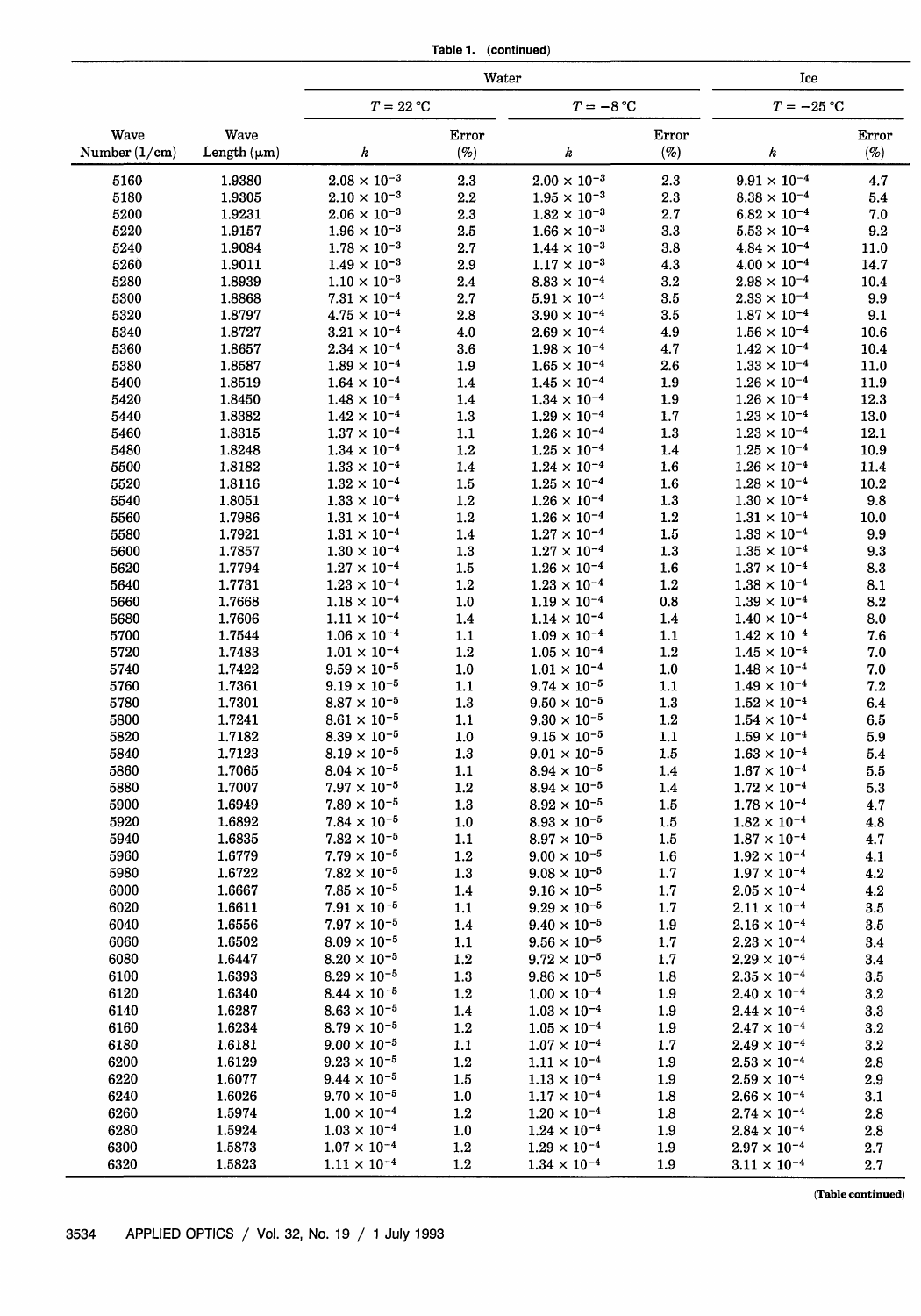**Table 1. (continued)**

| Wave Number (1/cm) | Wave Length (μm) | Water | | | | Ice | |
|---|---|---|---|---|---|---|---|
| | | $T = 22\,°C$ | | $T = -8\,°C$ | | $T = -25\,°C$ | |
| | | $k$ | Error (%) | $k$ | Error (%) | $k$ | Error (%) |
| 5160 | 1.9380 | $2.08 \times 10^{-3}$ | 2.3 | $2.00 \times 10^{-3}$ | 2.3 | $9.91 \times 10^{-4}$ | 4.7 |
| 5180 | 1.9305 | $2.10 \times 10^{-3}$ | 2.2 | $1.95 \times 10^{-3}$ | 2.3 | $8.38 \times 10^{-4}$ | 5.4 |
| 5200 | 1.9231 | $2.06 \times 10^{-3}$ | 2.3 | $1.82 \times 10^{-3}$ | 2.7 | $6.82 \times 10^{-4}$ | 7.0 |
| 5220 | 1.9157 | $1.96 \times 10^{-3}$ | 2.5 | $1.66 \times 10^{-3}$ | 3.3 | $5.53 \times 10^{-4}$ | 9.2 |
| 5240 | 1.9084 | $1.78 \times 10^{-3}$ | 2.7 | $1.44 \times 10^{-3}$ | 3.8 | $4.84 \times 10^{-4}$ | 11.0 |
| 5260 | 1.9011 | $1.49 \times 10^{-3}$ | 2.9 | $1.17 \times 10^{-3}$ | 4.3 | $4.00 \times 10^{-4}$ | 14.7 |
| 5280 | 1.8939 | $1.10 \times 10^{-3}$ | 2.4 | $8.83 \times 10^{-4}$ | 3.2 | $2.98 \times 10^{-4}$ | 10.4 |
| 5300 | 1.8868 | $7.31 \times 10^{-4}$ | 2.7 | $5.91 \times 10^{-4}$ | 3.5 | $2.33 \times 10^{-4}$ | 9.9 |
| 5320 | 1.8797 | $4.75 \times 10^{-4}$ | 2.8 | $3.90 \times 10^{-4}$ | 3.5 | $1.87 \times 10^{-4}$ | 9.1 |
| 5340 | 1.8727 | $3.21 \times 10^{-4}$ | 4.0 | $2.69 \times 10^{-4}$ | 4.9 | $1.56 \times 10^{-4}$ | 10.6 |
| 5360 | 1.8657 | $2.34 \times 10^{-4}$ | 3.6 | $1.98 \times 10^{-4}$ | 4.7 | $1.42 \times 10^{-4}$ | 10.4 |
| 5380 | 1.8587 | $1.89 \times 10^{-4}$ | 1.9 | $1.65 \times 10^{-4}$ | 2.6 | $1.33 \times 10^{-4}$ | 11.0 |
| 5400 | 1.8519 | $1.64 \times 10^{-4}$ | 1.4 | $1.45 \times 10^{-4}$ | 1.9 | $1.26 \times 10^{-4}$ | 11.9 |
| 5420 | 1.8450 | $1.48 \times 10^{-4}$ | 1.4 | $1.34 \times 10^{-4}$ | 1.9 | $1.26 \times 10^{-4}$ | 12.3 |
| 5440 | 1.8382 | $1.42 \times 10^{-4}$ | 1.3 | $1.29 \times 10^{-4}$ | 1.7 | $1.23 \times 10^{-4}$ | 13.0 |
| 5460 | 1.8315 | $1.37 \times 10^{-4}$ | 1.1 | $1.26 \times 10^{-4}$ | 1.3 | $1.23 \times 10^{-4}$ | 12.1 |
| 5480 | 1.8248 | $1.34 \times 10^{-4}$ | 1.2 | $1.25 \times 10^{-4}$ | 1.4 | $1.25 \times 10^{-4}$ | 10.9 |
| 5500 | 1.8182 | $1.33 \times 10^{-4}$ | 1.4 | $1.24 \times 10^{-4}$ | 1.6 | $1.26 \times 10^{-4}$ | 11.4 |
| 5520 | 1.8116 | $1.32 \times 10^{-4}$ | 1.5 | $1.25 \times 10^{-4}$ | 1.6 | $1.28 \times 10^{-4}$ | 10.2 |
| 5540 | 1.8051 | $1.33 \times 10^{-4}$ | 1.2 | $1.26 \times 10^{-4}$ | 1.3 | $1.30 \times 10^{-4}$ | 9.8 |
| 5560 | 1.7986 | $1.31 \times 10^{-4}$ | 1.2 | $1.26 \times 10^{-4}$ | 1.2 | $1.31 \times 10^{-4}$ | 10.0 |
| 5580 | 1.7921 | $1.31 \times 10^{-4}$ | 1.4 | $1.27 \times 10^{-4}$ | 1.5 | $1.33 \times 10^{-4}$ | 9.9 |
| 5600 | 1.7857 | $1.30 \times 10^{-4}$ | 1.3 | $1.27 \times 10^{-4}$ | 1.3 | $1.35 \times 10^{-4}$ | 9.3 |
| 5620 | 1.7794 | $1.27 \times 10^{-4}$ | 1.5 | $1.26 \times 10^{-4}$ | 1.6 | $1.37 \times 10^{-4}$ | 8.3 |
| 5640 | 1.7731 | $1.23 \times 10^{-4}$ | 1.2 | $1.23 \times 10^{-4}$ | 1.2 | $1.38 \times 10^{-4}$ | 8.1 |
| 5660 | 1.7668 | $1.18 \times 10^{-4}$ | 1.0 | $1.19 \times 10^{-4}$ | 0.8 | $1.39 \times 10^{-4}$ | 8.2 |
| 5680 | 1.7606 | $1.11 \times 10^{-4}$ | 1.4 | $1.14 \times 10^{-4}$ | 1.4 | $1.40 \times 10^{-4}$ | 8.0 |
| 5700 | 1.7544 | $1.06 \times 10^{-4}$ | 1.1 | $1.09 \times 10^{-4}$ | 1.1 | $1.42 \times 10^{-4}$ | 7.6 |
| 5720 | 1.7483 | $1.01 \times 10^{-4}$ | 1.2 | $1.05 \times 10^{-4}$ | 1.2 | $1.45 \times 10^{-4}$ | 7.0 |
| 5740 | 1.7422 | $9.59 \times 10^{-5}$ | 1.0 | $1.01 \times 10^{-4}$ | 1.0 | $1.48 \times 10^{-4}$ | 7.0 |
| 5760 | 1.7361 | $9.19 \times 10^{-5}$ | 1.1 | $9.74 \times 10^{-5}$ | 1.1 | $1.49 \times 10^{-4}$ | 7.2 |
| 5780 | 1.7301 | $8.87 \times 10^{-5}$ | 1.3 | $9.50 \times 10^{-5}$ | 1.3 | $1.52 \times 10^{-4}$ | 6.4 |
| 5800 | 1.7241 | $8.61 \times 10^{-5}$ | 1.1 | $9.30 \times 10^{-5}$ | 1.2 | $1.54 \times 10^{-4}$ | 6.5 |
| 5820 | 1.7182 | $8.39 \times 10^{-5}$ | 1.0 | $9.15 \times 10^{-5}$ | 1.1 | $1.59 \times 10^{-4}$ | 5.9 |
| 5840 | 1.7123 | $8.19 \times 10^{-5}$ | 1.3 | $9.01 \times 10^{-5}$ | 1.5 | $1.63 \times 10^{-4}$ | 5.4 |
| 5860 | 1.7065 | $8.04 \times 10^{-5}$ | 1.1 | $8.94 \times 10^{-5}$ | 1.4 | $1.67 \times 10^{-4}$ | 5.5 |
| 5880 | 1.7007 | $7.97 \times 10^{-5}$ | 1.2 | $8.94 \times 10^{-5}$ | 1.4 | $1.72 \times 10^{-4}$ | 5.3 |
| 5900 | 1.6949 | $7.89 \times 10^{-5}$ | 1.3 | $8.92 \times 10^{-5}$ | 1.5 | $1.78 \times 10^{-4}$ | 4.7 |
| 5920 | 1.6892 | $7.84 \times 10^{-5}$ | 1.0 | $8.93 \times 10^{-5}$ | 1.5 | $1.82 \times 10^{-4}$ | 4.8 |
| 5940 | 1.6835 | $7.82 \times 10^{-5}$ | 1.1 | $8.97 \times 10^{-5}$ | 1.5 | $1.87 \times 10^{-4}$ | 4.7 |
| 5960 | 1.6779 | $7.79 \times 10^{-5}$ | 1.2 | $9.00 \times 10^{-5}$ | 1.6 | $1.92 \times 10^{-4}$ | 4.1 |
| 5980 | 1.6722 | $7.82 \times 10^{-5}$ | 1.3 | $9.08 \times 10^{-5}$ | 1.7 | $1.97 \times 10^{-4}$ | 4.2 |
| 6000 | 1.6667 | $7.85 \times 10^{-5}$ | 1.4 | $9.16 \times 10^{-5}$ | 1.7 | $2.05 \times 10^{-4}$ | 4.2 |
| 6020 | 1.6611 | $7.91 \times 10^{-5}$ | 1.1 | $9.29 \times 10^{-5}$ | 1.7 | $2.11 \times 10^{-4}$ | 3.5 |
| 6040 | 1.6556 | $7.97 \times 10^{-5}$ | 1.4 | $9.40 \times 10^{-5}$ | 1.9 | $2.16 \times 10^{-4}$ | 3.5 |
| 6060 | 1.6502 | $8.09 \times 10^{-5}$ | 1.1 | $9.56 \times 10^{-5}$ | 1.7 | $2.23 \times 10^{-4}$ | 3.4 |
| 6080 | 1.6447 | $8.20 \times 10^{-5}$ | 1.2 | $9.72 \times 10^{-5}$ | 1.7 | $2.29 \times 10^{-4}$ | 3.4 |
| 6100 | 1.6393 | $8.29 \times 10^{-5}$ | 1.3 | $9.86 \times 10^{-5}$ | 1.8 | $2.35 \times 10^{-4}$ | 3.5 |
| 6120 | 1.6340 | $8.44 \times 10^{-5}$ | 1.2 | $1.00 \times 10^{-4}$ | 1.9 | $2.40 \times 10^{-4}$ | 3.2 |
| 6140 | 1.6287 | $8.63 \times 10^{-5}$ | 1.4 | $1.03 \times 10^{-4}$ | 1.9 | $2.44 \times 10^{-4}$ | 3.3 |
| 6160 | 1.6234 | $8.79 \times 10^{-5}$ | 1.2 | $1.05 \times 10^{-4}$ | 1.9 | $2.47 \times 10^{-4}$ | 3.2 |
| 6180 | 1.6181 | $9.00 \times 10^{-5}$ | 1.1 | $1.07 \times 10^{-4}$ | 1.7 | $2.49 \times 10^{-4}$ | 3.2 |
| 6200 | 1.6129 | $9.23 \times 10^{-5}$ | 1.2 | $1.11 \times 10^{-4}$ | 1.9 | $2.53 \times 10^{-4}$ | 2.8 |
| 6220 | 1.6077 | $9.44 \times 10^{-5}$ | 1.5 | $1.13 \times 10^{-4}$ | 1.9 | $2.59 \times 10^{-4}$ | 2.9 |
| 6240 | 1.6026 | $9.70 \times 10^{-5}$ | 1.0 | $1.17 \times 10^{-4}$ | 1.8 | $2.66 \times 10^{-4}$ | 3.1 |
| 6260 | 1.5974 | $1.00 \times 10^{-4}$ | 1.2 | $1.20 \times 10^{-4}$ | 1.8 | $2.74 \times 10^{-4}$ | 2.8 |
| 6280 | 1.5924 | $1.03 \times 10^{-4}$ | 1.0 | $1.24 \times 10^{-4}$ | 1.9 | $2.84 \times 10^{-4}$ | 2.8 |
| 6300 | 1.5873 | $1.07 \times 10^{-4}$ | 1.2 | $1.29 \times 10^{-4}$ | 1.9 | $2.97 \times 10^{-4}$ | 2.7 |
| 6320 | 1.5823 | $1.11 \times 10^{-4}$ | 1.2 | $1.34 \times 10^{-4}$ | 1.9 | $3.11 \times 10^{-4}$ | 2.7 |

(Table continued)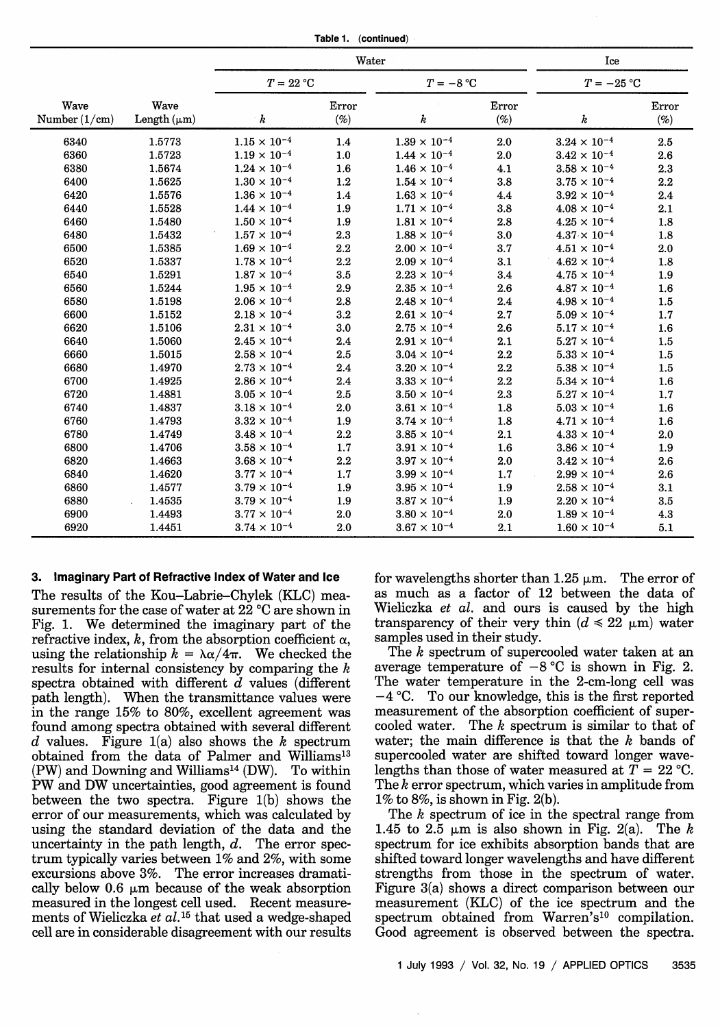**Table 1. (continued)**

| Wave Number (1/cm) | Wave Length (μm) | Water $T = 22$ °C $k$ | Error (%) | Water $T = -8$ °C $k$ | Error (%) | Ice $T = -25$ °C $k$ | Error (%) |
|---|---|---|---|---|---|---|---|
| 6340 | 1.5773 | $1.15 \times 10^{-4}$ | 1.4 | $1.39 \times 10^{-4}$ | 2.0 | $3.24 \times 10^{-4}$ | 2.5 |
| 6360 | 1.5723 | $1.19 \times 10^{-4}$ | 1.0 | $1.44 \times 10^{-4}$ | 2.0 | $3.42 \times 10^{-4}$ | 2.6 |
| 6380 | 1.5674 | $1.24 \times 10^{-4}$ | 1.6 | $1.46 \times 10^{-4}$ | 4.1 | $3.58 \times 10^{-4}$ | 2.3 |
| 6400 | 1.5625 | $1.30 \times 10^{-4}$ | 1.2 | $1.54 \times 10^{-4}$ | 3.8 | $3.75 \times 10^{-4}$ | 2.2 |
| 6420 | 1.5576 | $1.36 \times 10^{-4}$ | 1.4 | $1.63 \times 10^{-4}$ | 4.4 | $3.92 \times 10^{-4}$ | 2.4 |
| 6440 | 1.5528 | $1.44 \times 10^{-4}$ | 1.9 | $1.71 \times 10^{-4}$ | 3.8 | $4.08 \times 10^{-4}$ | 2.1 |
| 6460 | 1.5480 | $1.50 \times 10^{-4}$ | 1.9 | $1.81 \times 10^{-4}$ | 2.8 | $4.25 \times 10^{-4}$ | 1.8 |
| 6480 | 1.5432 | $1.57 \times 10^{-4}$ | 2.3 | $1.88 \times 10^{-4}$ | 3.0 | $4.37 \times 10^{-4}$ | 1.8 |
| 6500 | 1.5385 | $1.69 \times 10^{-4}$ | 2.2 | $2.00 \times 10^{-4}$ | 3.7 | $4.51 \times 10^{-4}$ | 2.0 |
| 6520 | 1.5337 | $1.78 \times 10^{-4}$ | 2.2 | $2.09 \times 10^{-4}$ | 3.1 | $4.62 \times 10^{-4}$ | 1.8 |
| 6540 | 1.5291 | $1.87 \times 10^{-4}$ | 3.5 | $2.23 \times 10^{-4}$ | 3.4 | $4.75 \times 10^{-4}$ | 1.9 |
| 6560 | 1.5244 | $1.95 \times 10^{-4}$ | 2.9 | $2.35 \times 10^{-4}$ | 2.6 | $4.87 \times 10^{-4}$ | 1.6 |
| 6580 | 1.5198 | $2.06 \times 10^{-4}$ | 2.8 | $2.48 \times 10^{-4}$ | 2.4 | $4.98 \times 10^{-4}$ | 1.5 |
| 6600 | 1.5152 | $2.18 \times 10^{-4}$ | 3.2 | $2.61 \times 10^{-4}$ | 2.7 | $5.09 \times 10^{-4}$ | 1.7 |
| 6620 | 1.5106 | $2.31 \times 10^{-4}$ | 3.0 | $2.75 \times 10^{-4}$ | 2.6 | $5.17 \times 10^{-4}$ | 1.6 |
| 6640 | 1.5060 | $2.45 \times 10^{-4}$ | 2.4 | $2.91 \times 10^{-4}$ | 2.1 | $5.27 \times 10^{-4}$ | 1.5 |
| 6660 | 1.5015 | $2.58 \times 10^{-4}$ | 2.5 | $3.04 \times 10^{-4}$ | 2.2 | $5.33 \times 10^{-4}$ | 1.5 |
| 6680 | 1.4970 | $2.73 \times 10^{-4}$ | 2.4 | $3.20 \times 10^{-4}$ | 2.2 | $5.38 \times 10^{-4}$ | 1.5 |
| 6700 | 1.4925 | $2.86 \times 10^{-4}$ | 2.4 | $3.33 \times 10^{-4}$ | 2.2 | $5.34 \times 10^{-4}$ | 1.6 |
| 6720 | 1.4881 | $3.05 \times 10^{-4}$ | 2.5 | $3.50 \times 10^{-4}$ | 2.3 | $5.27 \times 10^{-4}$ | 1.7 |
| 6740 | 1.4837 | $3.18 \times 10^{-4}$ | 2.0 | $3.61 \times 10^{-4}$ | 1.8 | $5.03 \times 10^{-4}$ | 1.6 |
| 6760 | 1.4793 | $3.32 \times 10^{-4}$ | 1.9 | $3.74 \times 10^{-4}$ | 1.8 | $4.71 \times 10^{-4}$ | 1.6 |
| 6780 | 1.4749 | $3.48 \times 10^{-4}$ | 2.2 | $3.85 \times 10^{-4}$ | 2.1 | $4.33 \times 10^{-4}$ | 2.0 |
| 6800 | 1.4706 | $3.58 \times 10^{-4}$ | 1.7 | $3.91 \times 10^{-4}$ | 1.6 | $3.86 \times 10^{-4}$ | 1.9 |
| 6820 | 1.4663 | $3.68 \times 10^{-4}$ | 2.2 | $3.97 \times 10^{-4}$ | 2.0 | $3.42 \times 10^{-4}$ | 2.6 |
| 6840 | 1.4620 | $3.77 \times 10^{-4}$ | 1.7 | $3.99 \times 10^{-4}$ | 1.7 | $2.99 \times 10^{-4}$ | 2.6 |
| 6860 | 1.4577 | $3.79 \times 10^{-4}$ | 1.9 | $3.95 \times 10^{-4}$ | 1.9 | $2.58 \times 10^{-4}$ | 3.1 |
| 6880 | 1.4535 | $3.79 \times 10^{-4}$ | 1.9 | $3.87 \times 10^{-4}$ | 1.9 | $2.20 \times 10^{-4}$ | 3.5 |
| 6900 | 1.4493 | $3.77 \times 10^{-4}$ | 2.0 | $3.80 \times 10^{-4}$ | 2.0 | $1.89 \times 10^{-4}$ | 4.3 |
| 6920 | 1.4451 | $3.74 \times 10^{-4}$ | 2.0 | $3.67 \times 10^{-4}$ | 2.1 | $1.60 \times 10^{-4}$ | 5.1 |

### 3. Imaginary Part of Refractive Index of Water and Ice

The results of the Kou–Labrie–Chylek (KLC) measurements for the case of water at 22 °C are shown in Fig. 1. We determined the imaginary part of the refractive index, $k$, from the absorption coefficient $\alpha$, using the relationship $k = \lambda\alpha/4\pi$. We checked the results for internal consistency by comparing the $k$ spectra obtained with different $d$ values (different path length). When the transmittance values were in the range 15% to 80%, excellent agreement was found among spectra obtained with several different $d$ values. Figure 1(a) also shows the $k$ spectrum obtained from the data of Palmer and Williams[13] (PW) and Downing and Williams[14] (DW). To within PW and DW uncertainties, good agreement is found between the two spectra. Figure 1(b) shows the error of our measurements, which was calculated by using the standard deviation of the data and the uncertainty in the path length, $d$. The error spectrum typically varies between 1% and 2%, with some excursions above 3%. The error increases dramatically below 0.6 μm because of the weak absorption measured in the longest cell used. Recent measurements of Wieliczka *et al.*[15] that used a wedge-shaped cell are in considerable disagreement with our results for wavelengths shorter than 1.25 μm. The error of as much as a factor of 12 between the data of Wieliczka *et al.* and ours is caused by the high transparency of their very thin ($d \leqslant 22$ μm) water samples used in their study.

The $k$ spectrum of supercooled water taken at an average temperature of −8 °C is shown in Fig. 2. The water temperature in the 2-cm-long cell was −4 °C. To our knowledge, this is the first reported measurement of the absorption coefficient of supercooled water. The $k$ spectrum is similar to that of water; the main difference is that the $k$ bands of supercooled water are shifted toward longer wavelengths than those of water measured at $T = 22$ °C. The $k$ error spectrum, which varies in amplitude from 1% to 8%, is shown in Fig. 2(b).

The $k$ spectrum of ice in the spectral range from 1.45 to 2.5 μm is also shown in Fig. 2(a). The $k$ spectrum for ice exhibits absorption bands that are shifted toward longer wavelengths and have different strengths from those in the spectrum of water. Figure 3(a) shows a direct comparison between our measurement (KLC) of the ice spectrum and the spectrum obtained from Warren's[10] compilation. Good agreement is observed between the spectra.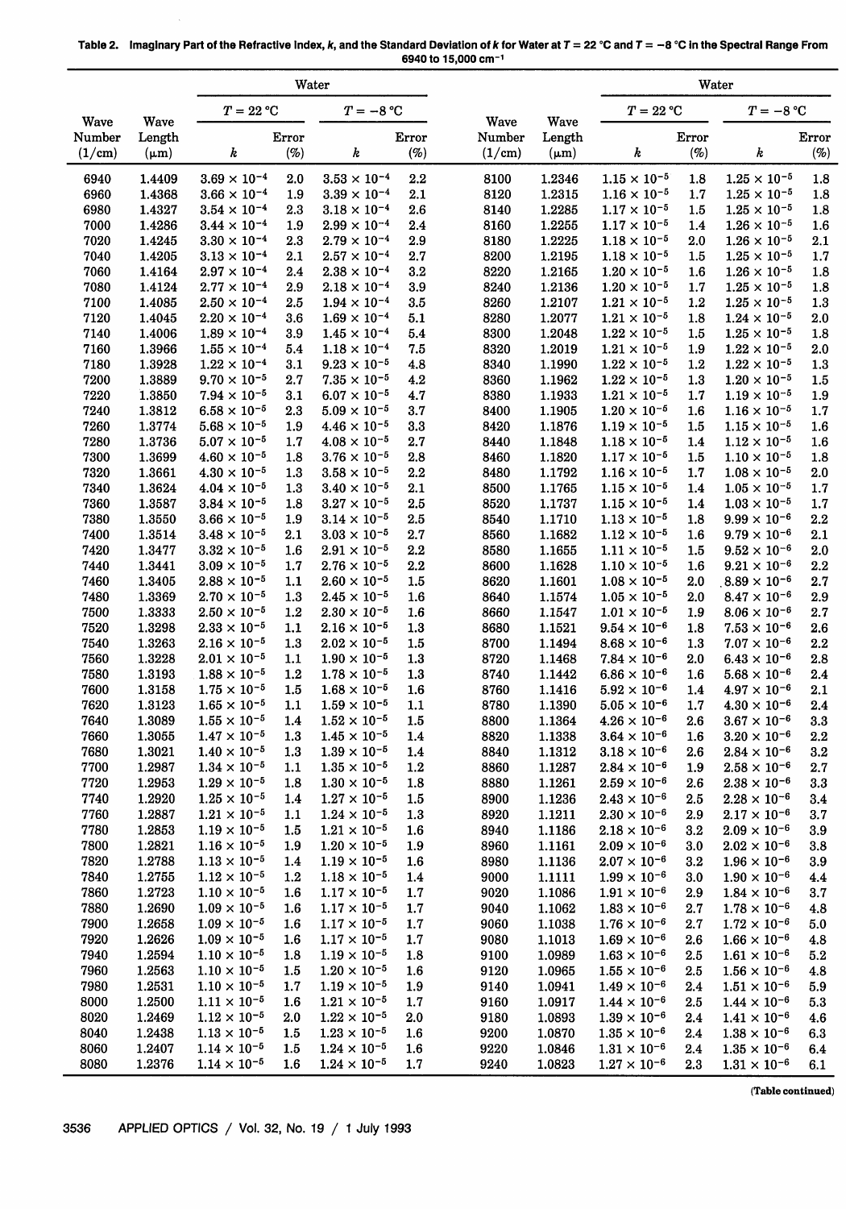**Table 2. Imaginary Part of the Refractive Index, *k*, and the Standard Deviation of *k* for Water at $T = 22$ °C and $T = -8$ °C in the Spectral Range From 6940 to 15,000 cm$^{-1}$**

| Wave Number (1/cm) | Wave Length (μm) | Water $T = 22$ °C $k$ | Error (%) | Water $T = -8$ °C $k$ | Error (%) | Wave Number (1/cm) | Wave Length (μm) | Water $T = 22$ °C $k$ | Error (%) | Water $T = -8$ °C $k$ | Error (%) |
|---|---|---|---|---|---|---|---|---|---|---|---|
| 6940 | 1.4409 | $3.69 \times 10^{-4}$ | 2.0 | $3.53 \times 10^{-4}$ | 2.2 | 8100 | 1.2346 | $1.15 \times 10^{-5}$ | 1.8 | $1.25 \times 10^{-5}$ | 1.8 |
| 6960 | 1.4368 | $3.66 \times 10^{-4}$ | 1.9 | $3.39 \times 10^{-4}$ | 2.1 | 8120 | 1.2315 | $1.16 \times 10^{-5}$ | 1.7 | $1.25 \times 10^{-5}$ | 1.8 |
| 6980 | 1.4327 | $3.54 \times 10^{-4}$ | 2.3 | $3.18 \times 10^{-4}$ | 2.6 | 8140 | 1.2285 | $1.17 \times 10^{-5}$ | 1.5 | $1.25 \times 10^{-5}$ | 1.8 |
| 7000 | 1.4286 | $3.44 \times 10^{-4}$ | 1.9 | $2.99 \times 10^{-4}$ | 2.4 | 8160 | 1.2255 | $1.17 \times 10^{-5}$ | 1.4 | $1.26 \times 10^{-5}$ | 1.6 |
| 7020 | 1.4245 | $3.30 \times 10^{-4}$ | 2.3 | $2.79 \times 10^{-4}$ | 2.9 | 8180 | 1.2225 | $1.18 \times 10^{-5}$ | 2.0 | $1.26 \times 10^{-5}$ | 2.1 |
| 7040 | 1.4205 | $3.13 \times 10^{-4}$ | 2.1 | $2.57 \times 10^{-4}$ | 2.7 | 8200 | 1.2195 | $1.18 \times 10^{-5}$ | 1.5 | $1.25 \times 10^{-5}$ | 1.7 |
| 7060 | 1.4164 | $2.97 \times 10^{-4}$ | 2.4 | $2.38 \times 10^{-4}$ | 3.2 | 8220 | 1.2165 | $1.20 \times 10^{-5}$ | 1.6 | $1.26 \times 10^{-5}$ | 1.8 |
| 7080 | 1.4124 | $2.77 \times 10^{-4}$ | 2.9 | $2.18 \times 10^{-4}$ | 3.9 | 8240 | 1.2136 | $1.20 \times 10^{-5}$ | 1.7 | $1.25 \times 10^{-5}$ | 1.8 |
| 7100 | 1.4085 | $2.50 \times 10^{-4}$ | 2.5 | $1.94 \times 10^{-4}$ | 3.5 | 8260 | 1.2107 | $1.21 \times 10^{-5}$ | 1.2 | $1.25 \times 10^{-5}$ | 1.3 |
| 7120 | 1.4045 | $2.20 \times 10^{-4}$ | 3.6 | $1.69 \times 10^{-4}$ | 5.1 | 8280 | 1.2077 | $1.21 \times 10^{-5}$ | 1.8 | $1.24 \times 10^{-5}$ | 2.0 |
| 7140 | 1.4006 | $1.89 \times 10^{-4}$ | 3.9 | $1.45 \times 10^{-4}$ | 5.4 | 8300 | 1.2048 | $1.22 \times 10^{-5}$ | 1.5 | $1.25 \times 10^{-5}$ | 1.8 |
| 7160 | 1.3966 | $1.55 \times 10^{-4}$ | 5.4 | $1.18 \times 10^{-4}$ | 7.5 | 8320 | 1.2019 | $1.21 \times 10^{-5}$ | 1.9 | $1.22 \times 10^{-5}$ | 2.0 |
| 7180 | 1.3928 | $1.22 \times 10^{-4}$ | 3.1 | $9.23 \times 10^{-5}$ | 4.8 | 8340 | 1.1990 | $1.22 \times 10^{-5}$ | 1.2 | $1.22 \times 10^{-5}$ | 1.3 |
| 7200 | 1.3889 | $9.70 \times 10^{-5}$ | 2.7 | $7.35 \times 10^{-5}$ | 4.2 | 8360 | 1.1962 | $1.22 \times 10^{-5}$ | 1.3 | $1.20 \times 10^{-5}$ | 1.5 |
| 7220 | 1.3850 | $7.94 \times 10^{-5}$ | 3.1 | $6.07 \times 10^{-5}$ | 4.7 | 8380 | 1.1933 | $1.21 \times 10^{-5}$ | 1.7 | $1.19 \times 10^{-5}$ | 1.9 |
| 7240 | 1.3812 | $6.58 \times 10^{-5}$ | 2.3 | $5.09 \times 10^{-5}$ | 3.7 | 8400 | 1.1905 | $1.20 \times 10^{-5}$ | 1.6 | $1.16 \times 10^{-5}$ | 1.7 |
| 7260 | 1.3774 | $5.68 \times 10^{-5}$ | 1.9 | $4.46 \times 10^{-5}$ | 3.3 | 8420 | 1.1876 | $1.19 \times 10^{-5}$ | 1.5 | $1.15 \times 10^{-5}$ | 1.6 |
| 7280 | 1.3736 | $5.07 \times 10^{-5}$ | 1.7 | $4.08 \times 10^{-5}$ | 2.7 | 8440 | 1.1848 | $1.18 \times 10^{-5}$ | 1.4 | $1.12 \times 10^{-5}$ | 1.6 |
| 7300 | 1.3699 | $4.60 \times 10^{-5}$ | 1.8 | $3.76 \times 10^{-5}$ | 2.8 | 8460 | 1.1820 | $1.17 \times 10^{-5}$ | 1.5 | $1.10 \times 10^{-5}$ | 1.8 |
| 7320 | 1.3661 | $4.30 \times 10^{-5}$ | 1.3 | $3.58 \times 10^{-5}$ | 2.2 | 8480 | 1.1792 | $1.16 \times 10^{-5}$ | 1.7 | $1.08 \times 10^{-5}$ | 2.0 |
| 7340 | 1.3624 | $4.04 \times 10^{-5}$ | 1.3 | $3.40 \times 10^{-5}$ | 2.1 | 8500 | 1.1765 | $1.15 \times 10^{-5}$ | 1.4 | $1.05 \times 10^{-5}$ | 1.7 |
| 7360 | 1.3587 | $3.84 \times 10^{-5}$ | 1.8 | $3.27 \times 10^{-5}$ | 2.5 | 8520 | 1.1737 | $1.15 \times 10^{-5}$ | 1.4 | $1.03 \times 10^{-5}$ | 1.7 |
| 7380 | 1.3550 | $3.66 \times 10^{-5}$ | 1.9 | $3.14 \times 10^{-5}$ | 2.5 | 8540 | 1.1710 | $1.13 \times 10^{-5}$ | 1.8 | $9.99 \times 10^{-6}$ | 2.2 |
| 7400 | 1.3514 | $3.48 \times 10^{-5}$ | 2.1 | $3.03 \times 10^{-5}$ | 2.7 | 8560 | 1.1682 | $1.12 \times 10^{-5}$ | 1.6 | $9.79 \times 10^{-6}$ | 2.1 |
| 7420 | 1.3477 | $3.32 \times 10^{-5}$ | 1.6 | $2.91 \times 10^{-5}$ | 2.2 | 8580 | 1.1655 | $1.11 \times 10^{-5}$ | 1.5 | $9.52 \times 10^{-6}$ | 2.0 |
| 7440 | 1.3441 | $3.09 \times 10^{-5}$ | 1.7 | $2.76 \times 10^{-5}$ | 2.2 | 8600 | 1.1628 | $1.10 \times 10^{-5}$ | 1.6 | $9.21 \times 10^{-6}$ | 2.2 |
| 7460 | 1.3405 | $2.88 \times 10^{-5}$ | 1.1 | $2.60 \times 10^{-5}$ | 1.5 | 8620 | 1.1601 | $1.08 \times 10^{-5}$ | 2.0 | $8.89 \times 10^{-6}$ | 2.7 |
| 7480 | 1.3369 | $2.70 \times 10^{-5}$ | 1.3 | $2.45 \times 10^{-5}$ | 1.6 | 8640 | 1.1574 | $1.05 \times 10^{-5}$ | 2.0 | $8.47 \times 10^{-6}$ | 2.9 |
| 7500 | 1.3333 | $2.50 \times 10^{-5}$ | 1.2 | $2.30 \times 10^{-5}$ | 1.6 | 8660 | 1.1547 | $1.01 \times 10^{-5}$ | 1.9 | $8.06 \times 10^{-6}$ | 2.7 |
| 7520 | 1.3298 | $2.33 \times 10^{-5}$ | 1.1 | $2.16 \times 10^{-5}$ | 1.3 | 8680 | 1.1521 | $9.54 \times 10^{-6}$ | 1.8 | $7.53 \times 10^{-6}$ | 2.6 |
| 7540 | 1.3263 | $2.16 \times 10^{-5}$ | 1.3 | $2.02 \times 10^{-5}$ | 1.5 | 8700 | 1.1494 | $8.68 \times 10^{-6}$ | 1.3 | $7.07 \times 10^{-6}$ | 2.2 |
| 7560 | 1.3228 | $2.01 \times 10^{-5}$ | 1.1 | $1.90 \times 10^{-5}$ | 1.3 | 8720 | 1.1468 | $7.84 \times 10^{-6}$ | 2.0 | $6.43 \times 10^{-6}$ | 2.8 |
| 7580 | 1.3193 | $1.88 \times 10^{-5}$ | 1.2 | $1.78 \times 10^{-5}$ | 1.3 | 8740 | 1.1442 | $6.86 \times 10^{-6}$ | 1.6 | $5.68 \times 10^{-6}$ | 2.4 |
| 7600 | 1.3158 | $1.75 \times 10^{-5}$ | 1.5 | $1.68 \times 10^{-5}$ | 1.6 | 8760 | 1.1416 | $5.92 \times 10^{-6}$ | 1.4 | $4.97 \times 10^{-6}$ | 2.1 |
| 7620 | 1.3123 | $1.65 \times 10^{-5}$ | 1.1 | $1.59 \times 10^{-5}$ | 1.1 | 8780 | 1.1390 | $5.05 \times 10^{-6}$ | 1.7 | $4.30 \times 10^{-6}$ | 2.4 |
| 7640 | 1.3089 | $1.55 \times 10^{-5}$ | 1.4 | $1.52 \times 10^{-5}$ | 1.5 | 8800 | 1.1364 | $4.26 \times 10^{-6}$ | 2.6 | $3.67 \times 10^{-6}$ | 3.3 |
| 7660 | 1.3055 | $1.47 \times 10^{-5}$ | 1.3 | $1.45 \times 10^{-5}$ | 1.4 | 8820 | 1.1338 | $3.64 \times 10^{-6}$ | 1.6 | $3.20 \times 10^{-6}$ | 2.2 |
| 7680 | 1.3021 | $1.40 \times 10^{-5}$ | 1.3 | $1.39 \times 10^{-5}$ | 1.4 | 8840 | 1.1312 | $3.18 \times 10^{-6}$ | 2.6 | $2.84 \times 10^{-6}$ | 3.2 |
| 7700 | 1.2987 | $1.34 \times 10^{-5}$ | 1.1 | $1.35 \times 10^{-5}$ | 1.2 | 8860 | 1.1287 | $2.84 \times 10^{-6}$ | 1.9 | $2.58 \times 10^{-6}$ | 2.7 |
| 7720 | 1.2953 | $1.29 \times 10^{-5}$ | 1.8 | $1.30 \times 10^{-5}$ | 1.8 | 8880 | 1.1261 | $2.59 \times 10^{-6}$ | 2.6 | $2.38 \times 10^{-6}$ | 3.3 |
| 7740 | 1.2920 | $1.25 \times 10^{-5}$ | 1.4 | $1.27 \times 10^{-5}$ | 1.5 | 8900 | 1.1236 | $2.43 \times 10^{-6}$ | 2.5 | $2.28 \times 10^{-6}$ | 3.4 |
| 7760 | 1.2887 | $1.21 \times 10^{-5}$ | 1.1 | $1.24 \times 10^{-5}$ | 1.3 | 8920 | 1.1211 | $2.30 \times 10^{-6}$ | 2.9 | $2.17 \times 10^{-6}$ | 3.7 |
| 7780 | 1.2853 | $1.19 \times 10^{-5}$ | 1.5 | $1.21 \times 10^{-5}$ | 1.6 | 8940 | 1.1186 | $2.18 \times 10^{-6}$ | 3.2 | $2.09 \times 10^{-6}$ | 3.9 |
| 7800 | 1.2821 | $1.16 \times 10^{-5}$ | 1.9 | $1.20 \times 10^{-5}$ | 1.9 | 8960 | 1.1161 | $2.09 \times 10^{-6}$ | 3.0 | $2.02 \times 10^{-6}$ | 3.8 |
| 7820 | 1.2788 | $1.13 \times 10^{-5}$ | 1.4 | $1.19 \times 10^{-5}$ | 1.6 | 8980 | 1.1136 | $2.07 \times 10^{-6}$ | 3.2 | $1.96 \times 10^{-6}$ | 3.9 |
| 7840 | 1.2755 | $1.12 \times 10^{-5}$ | 1.2 | $1.18 \times 10^{-5}$ | 1.4 | 9000 | 1.1111 | $1.99 \times 10^{-6}$ | 3.0 | $1.90 \times 10^{-6}$ | 4.4 |
| 7860 | 1.2723 | $1.10 \times 10^{-5}$ | 1.6 | $1.17 \times 10^{-5}$ | 1.7 | 9020 | 1.1086 | $1.91 \times 10^{-6}$ | 2.9 | $1.84 \times 10^{-6}$ | 3.7 |
| 7880 | 1.2690 | $1.09 \times 10^{-5}$ | 1.6 | $1.17 \times 10^{-5}$ | 1.7 | 9040 | 1.1062 | $1.83 \times 10^{-6}$ | 2.7 | $1.78 \times 10^{-6}$ | 4.8 |
| 7900 | 1.2658 | $1.09 \times 10^{-5}$ | 1.6 | $1.17 \times 10^{-5}$ | 1.7 | 9060 | 1.1038 | $1.76 \times 10^{-6}$ | 2.7 | $1.72 \times 10^{-6}$ | 5.0 |
| 7920 | 1.2626 | $1.09 \times 10^{-5}$ | 1.6 | $1.17 \times 10^{-5}$ | 1.7 | 9080 | 1.1013 | $1.69 \times 10^{-6}$ | 2.6 | $1.66 \times 10^{-6}$ | 4.8 |
| 7940 | 1.2594 | $1.10 \times 10^{-5}$ | 1.8 | $1.19 \times 10^{-5}$ | 1.8 | 9100 | 1.0989 | $1.63 \times 10^{-6}$ | 2.5 | $1.61 \times 10^{-6}$ | 5.2 |
| 7960 | 1.2563 | $1.10 \times 10^{-5}$ | 1.5 | $1.20 \times 10^{-5}$ | 1.6 | 9120 | 1.0965 | $1.55 \times 10^{-6}$ | 2.5 | $1.56 \times 10^{-6}$ | 4.8 |
| 7980 | 1.2531 | $1.10 \times 10^{-5}$ | 1.7 | $1.19 \times 10^{-5}$ | 1.9 | 9140 | 1.0941 | $1.49 \times 10^{-6}$ | 2.4 | $1.51 \times 10^{-6}$ | 5.9 |
| 8000 | 1.2500 | $1.11 \times 10^{-5}$ | 1.6 | $1.21 \times 10^{-5}$ | 1.7 | 9160 | 1.0917 | $1.44 \times 10^{-6}$ | 2.5 | $1.44 \times 10^{-6}$ | 5.3 |
| 8020 | 1.2469 | $1.12 \times 10^{-5}$ | 2.0 | $1.22 \times 10^{-5}$ | 2.0 | 9180 | 1.0893 | $1.39 \times 10^{-6}$ | 2.4 | $1.41 \times 10^{-6}$ | 4.6 |
| 8040 | 1.2438 | $1.13 \times 10^{-5}$ | 1.5 | $1.23 \times 10^{-5}$ | 1.6 | 9200 | 1.0870 | $1.35 \times 10^{-6}$ | 2.4 | $1.38 \times 10^{-6}$ | 6.3 |
| 8060 | 1.2407 | $1.14 \times 10^{-5}$ | 1.5 | $1.24 \times 10^{-5}$ | 1.6 | 9220 | 1.0846 | $1.31 \times 10^{-6}$ | 2.4 | $1.35 \times 10^{-6}$ | 6.4 |
| 8080 | 1.2376 | $1.14 \times 10^{-5}$ | 1.6 | $1.24 \times 10^{-5}$ | 1.7 | 9240 | 1.0823 | $1.27 \times 10^{-6}$ | 2.3 | $1.31 \times 10^{-6}$ | 6.1 |

(Table continued)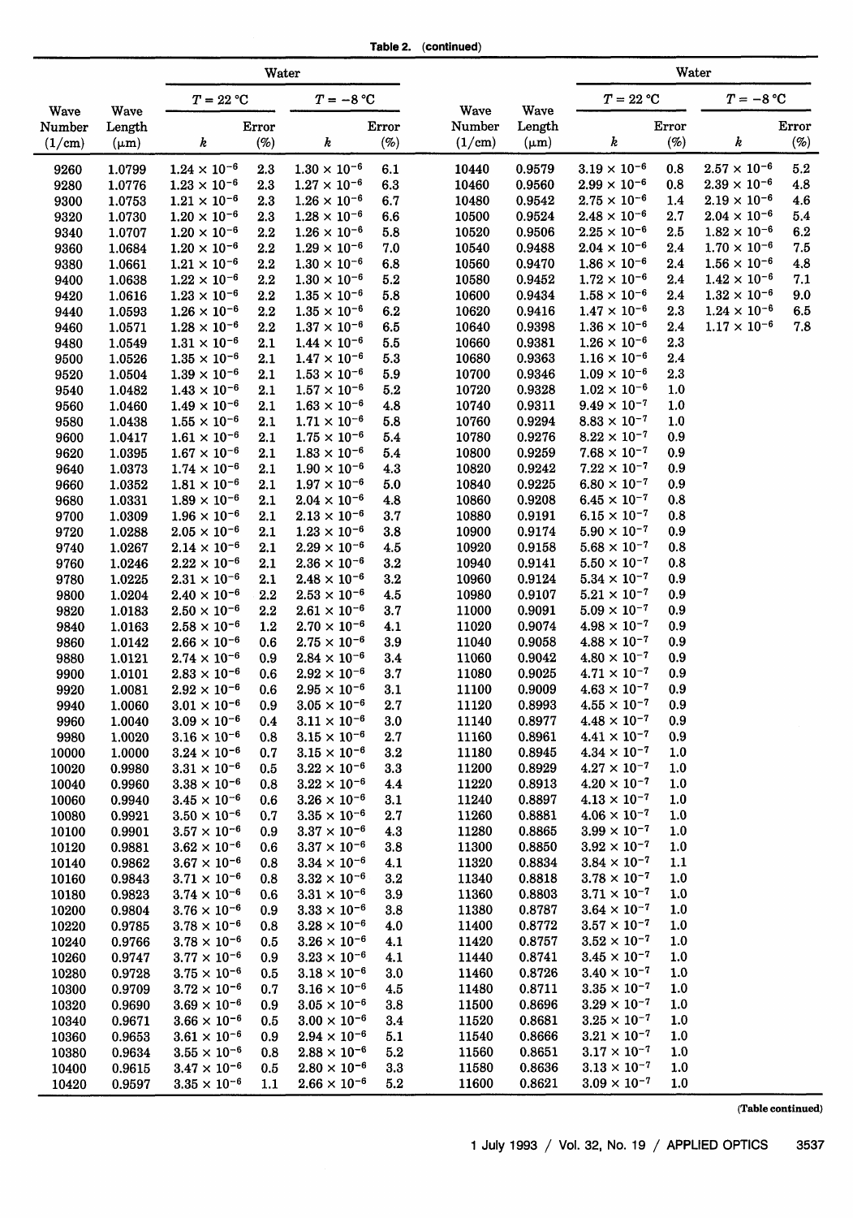**Table 2. (continued)**

| Wave Number (1/cm) | Wave Length (μm) | Water $T = 22$ °C $k$ | Error (%) | Water $T = -8$ °C $k$ | Error (%) | Wave Number (1/cm) | Wave Length (μm) | Water $T = 22$ °C $k$ | Error (%) | Water $T = -8$ °C $k$ | Error (%) |
|---|---|---|---|---|---|---|---|---|---|---|---|
| 9260 | 1.0799 | $1.24 \times 10^{-6}$ | 2.3 | $1.30 \times 10^{-6}$ | 6.1 | 10440 | 0.9579 | $3.19 \times 10^{-6}$ | 0.8 | $2.57 \times 10^{-6}$ | 5.2 |
| 9280 | 1.0776 | $1.23 \times 10^{-6}$ | 2.3 | $1.27 \times 10^{-6}$ | 6.3 | 10460 | 0.9560 | $2.99 \times 10^{-6}$ | 0.8 | $2.39 \times 10^{-6}$ | 4.8 |
| 9300 | 1.0753 | $1.21 \times 10^{-6}$ | 2.3 | $1.26 \times 10^{-6}$ | 6.7 | 10480 | 0.9542 | $2.75 \times 10^{-6}$ | 1.4 | $2.19 \times 10^{-6}$ | 4.6 |
| 9320 | 1.0730 | $1.20 \times 10^{-6}$ | 2.3 | $1.28 \times 10^{-6}$ | 6.6 | 10500 | 0.9524 | $2.48 \times 10^{-6}$ | 2.7 | $2.04 \times 10^{-6}$ | 5.4 |
| 9340 | 1.0707 | $1.20 \times 10^{-6}$ | 2.2 | $1.26 \times 10^{-6}$ | 5.8 | 10520 | 0.9506 | $2.25 \times 10^{-6}$ | 2.5 | $1.82 \times 10^{-6}$ | 6.2 |
| 9360 | 1.0684 | $1.20 \times 10^{-6}$ | 2.2 | $1.29 \times 10^{-6}$ | 7.0 | 10540 | 0.9488 | $2.04 \times 10^{-6}$ | 2.4 | $1.70 \times 10^{-6}$ | 7.5 |
| 9380 | 1.0661 | $1.21 \times 10^{-6}$ | 2.2 | $1.30 \times 10^{-6}$ | 6.8 | 10560 | 0.9470 | $1.86 \times 10^{-6}$ | 2.4 | $1.56 \times 10^{-6}$ | 4.8 |
| 9400 | 1.0638 | $1.22 \times 10^{-6}$ | 2.2 | $1.30 \times 10^{-6}$ | 5.2 | 10580 | 0.9452 | $1.72 \times 10^{-6}$ | 2.4 | $1.42 \times 10^{-6}$ | 7.1 |
| 9420 | 1.0616 | $1.23 \times 10^{-6}$ | 2.2 | $1.35 \times 10^{-6}$ | 5.8 | 10600 | 0.9434 | $1.58 \times 10^{-6}$ | 2.4 | $1.32 \times 10^{-6}$ | 9.0 |
| 9440 | 1.0593 | $1.26 \times 10^{-6}$ | 2.2 | $1.35 \times 10^{-6}$ | 6.2 | 10620 | 0.9416 | $1.47 \times 10^{-6}$ | 2.3 | $1.24 \times 10^{-6}$ | 6.5 |
| 9460 | 1.0571 | $1.28 \times 10^{-6}$ | 2.2 | $1.37 \times 10^{-6}$ | 6.5 | 10640 | 0.9398 | $1.36 \times 10^{-6}$ | 2.4 | $1.17 \times 10^{-6}$ | 7.8 |
| 9480 | 1.0549 | $1.31 \times 10^{-6}$ | 2.1 | $1.44 \times 10^{-6}$ | 5.5 | 10660 | 0.9381 | $1.26 \times 10^{-6}$ | 2.3 | | |
| 9500 | 1.0526 | $1.35 \times 10^{-6}$ | 2.1 | $1.47 \times 10^{-6}$ | 5.3 | 10680 | 0.9363 | $1.16 \times 10^{-6}$ | 2.4 | | |
| 9520 | 1.0504 | $1.39 \times 10^{-6}$ | 2.1 | $1.53 \times 10^{-6}$ | 5.9 | 10700 | 0.9346 | $1.09 \times 10^{-6}$ | 2.3 | | |
| 9540 | 1.0482 | $1.43 \times 10^{-6}$ | 2.1 | $1.57 \times 10^{-6}$ | 5.2 | 10720 | 0.9328 | $1.02 \times 10^{-6}$ | 1.0 | | |
| 9560 | 1.0460 | $1.49 \times 10^{-6}$ | 2.1 | $1.63 \times 10^{-6}$ | 4.8 | 10740 | 0.9311 | $9.49 \times 10^{-7}$ | 1.0 | | |
| 9580 | 1.0438 | $1.55 \times 10^{-6}$ | 2.1 | $1.71 \times 10^{-6}$ | 5.8 | 10760 | 0.9294 | $8.83 \times 10^{-7}$ | 1.0 | | |
| 9600 | 1.0417 | $1.61 \times 10^{-6}$ | 2.1 | $1.75 \times 10^{-6}$ | 5.4 | 10780 | 0.9276 | $8.22 \times 10^{-7}$ | 0.9 | | |
| 9620 | 1.0395 | $1.67 \times 10^{-6}$ | 2.1 | $1.83 \times 10^{-6}$ | 5.4 | 10800 | 0.9259 | $7.68 \times 10^{-7}$ | 0.9 | | |
| 9640 | 1.0373 | $1.74 \times 10^{-6}$ | 2.1 | $1.90 \times 10^{-6}$ | 4.3 | 10820 | 0.9242 | $7.22 \times 10^{-7}$ | 0.9 | | |
| 9660 | 1.0352 | $1.81 \times 10^{-6}$ | 2.1 | $1.97 \times 10^{-6}$ | 5.0 | 10840 | 0.9225 | $6.80 \times 10^{-7}$ | 0.9 | | |
| 9680 | 1.0331 | $1.89 \times 10^{-6}$ | 2.1 | $2.04 \times 10^{-6}$ | 4.8 | 10860 | 0.9208 | $6.45 \times 10^{-7}$ | 0.8 | | |
| 9700 | 1.0309 | $1.96 \times 10^{-6}$ | 2.1 | $2.13 \times 10^{-6}$ | 3.7 | 10880 | 0.9191 | $6.15 \times 10^{-7}$ | 0.8 | | |
| 9720 | 1.0288 | $2.05 \times 10^{-6}$ | 2.1 | $1.23 \times 10^{-6}$ | 3.8 | 10900 | 0.9174 | $5.90 \times 10^{-7}$ | 0.9 | | |
| 9740 | 1.0267 | $2.14 \times 10^{-6}$ | 2.1 | $2.29 \times 10^{-6}$ | 4.5 | 10920 | 0.9158 | $5.68 \times 10^{-7}$ | 0.8 | | |
| 9760 | 1.0246 | $2.22 \times 10^{-6}$ | 2.1 | $2.36 \times 10^{-6}$ | 3.2 | 10940 | 0.9141 | $5.50 \times 10^{-7}$ | 0.8 | | |
| 9780 | 1.0225 | $2.31 \times 10^{-6}$ | 2.1 | $2.48 \times 10^{-6}$ | 3.2 | 10960 | 0.9124 | $5.34 \times 10^{-7}$ | 0.9 | | |
| 9800 | 1.0204 | $2.40 \times 10^{-6}$ | 2.2 | $2.53 \times 10^{-6}$ | 4.5 | 10980 | 0.9107 | $5.21 \times 10^{-7}$ | 0.9 | | |
| 9820 | 1.0183 | $2.50 \times 10^{-6}$ | 2.2 | $2.61 \times 10^{-6}$ | 3.7 | 11000 | 0.9091 | $5.09 \times 10^{-7}$ | 0.9 | | |
| 9840 | 1.0163 | $2.58 \times 10^{-6}$ | 1.2 | $2.70 \times 10^{-6}$ | 4.1 | 11020 | 0.9074 | $4.98 \times 10^{-7}$ | 0.9 | | |
| 9860 | 1.0142 | $2.66 \times 10^{-6}$ | 0.6 | $2.75 \times 10^{-6}$ | 3.9 | 11040 | 0.9058 | $4.88 \times 10^{-7}$ | 0.9 | | |
| 9880 | 1.0121 | $2.74 \times 10^{-6}$ | 0.9 | $2.84 \times 10^{-6}$ | 3.4 | 11060 | 0.9042 | $4.80 \times 10^{-7}$ | 0.9 | | |
| 9900 | 1.0101 | $2.83 \times 10^{-6}$ | 0.6 | $2.92 \times 10^{-6}$ | 3.7 | 11080 | 0.9025 | $4.71 \times 10^{-7}$ | 0.9 | | |
| 9920 | 1.0081 | $2.92 \times 10^{-6}$ | 0.6 | $2.95 \times 10^{-6}$ | 3.1 | 11100 | 0.9009 | $4.63 \times 10^{-7}$ | 0.9 | | |
| 9940 | 1.0060 | $3.01 \times 10^{-6}$ | 0.9 | $3.05 \times 10^{-6}$ | 2.7 | 11120 | 0.8993 | $4.55 \times 10^{-7}$ | 0.9 | | |
| 9960 | 1.0040 | $3.09 \times 10^{-6}$ | 0.4 | $3.11 \times 10^{-6}$ | 3.0 | 11140 | 0.8977 | $4.48 \times 10^{-7}$ | 0.9 | | |
| 9980 | 1.0020 | $3.16 \times 10^{-6}$ | 0.8 | $3.15 \times 10^{-6}$ | 2.7 | 11160 | 0.8961 | $4.41 \times 10^{-7}$ | 0.9 | | |
| 10000 | 1.0000 | $3.24 \times 10^{-6}$ | 0.7 | $3.15 \times 10^{-6}$ | 3.2 | 11180 | 0.8945 | $4.34 \times 10^{-7}$ | 1.0 | | |
| 10020 | 0.9980 | $3.31 \times 10^{-6}$ | 0.5 | $3.22 \times 10^{-6}$ | 3.3 | 11200 | 0.8929 | $4.27 \times 10^{-7}$ | 1.0 | | |
| 10040 | 0.9960 | $3.38 \times 10^{-6}$ | 0.8 | $3.22 \times 10^{-6}$ | 4.4 | 11220 | 0.8913 | $4.20 \times 10^{-7}$ | 1.0 | | |
| 10060 | 0.9940 | $3.45 \times 10^{-6}$ | 0.6 | $3.26 \times 10^{-6}$ | 3.1 | 11240 | 0.8897 | $4.13 \times 10^{-7}$ | 1.0 | | |
| 10080 | 0.9921 | $3.50 \times 10^{-6}$ | 0.7 | $3.35 \times 10^{-6}$ | 2.7 | 11260 | 0.8881 | $4.06 \times 10^{-7}$ | 1.0 | | |
| 10100 | 0.9901 | $3.57 \times 10^{-6}$ | 0.9 | $3.37 \times 10^{-6}$ | 4.3 | 11280 | 0.8865 | $3.99 \times 10^{-7}$ | 1.0 | | |
| 10120 | 0.9881 | $3.62 \times 10^{-6}$ | 0.6 | $3.37 \times 10^{-6}$ | 3.8 | 11300 | 0.8850 | $3.92 \times 10^{-7}$ | 1.0 | | |
| 10140 | 0.9862 | $3.67 \times 10^{-6}$ | 0.8 | $3.34 \times 10^{-6}$ | 4.1 | 11320 | 0.8834 | $3.84 \times 10^{-7}$ | 1.1 | | |
| 10160 | 0.9843 | $3.71 \times 10^{-6}$ | 0.8 | $3.32 \times 10^{-6}$ | 3.2 | 11340 | 0.8818 | $3.78 \times 10^{-7}$ | 1.0 | | |
| 10180 | 0.9823 | $3.74 \times 10^{-6}$ | 0.6 | $3.31 \times 10^{-6}$ | 3.9 | 11360 | 0.8803 | $3.71 \times 10^{-7}$ | 1.0 | | |
| 10200 | 0.9804 | $3.76 \times 10^{-6}$ | 0.9 | $3.33 \times 10^{-6}$ | 3.8 | 11380 | 0.8787 | $3.64 \times 10^{-7}$ | 1.0 | | |
| 10220 | 0.9785 | $3.78 \times 10^{-6}$ | 0.8 | $3.28 \times 10^{-6}$ | 4.0 | 11400 | 0.8772 | $3.57 \times 10^{-7}$ | 1.0 | | |
| 10240 | 0.9766 | $3.78 \times 10^{-6}$ | 0.5 | $3.26 \times 10^{-6}$ | 4.1 | 11420 | 0.8757 | $3.52 \times 10^{-7}$ | 1.0 | | |
| 10260 | 0.9747 | $3.77 \times 10^{-6}$ | 0.9 | $3.23 \times 10^{-6}$ | 4.1 | 11440 | 0.8741 | $3.45 \times 10^{-7}$ | 1.0 | | |
| 10280 | 0.9728 | $3.75 \times 10^{-6}$ | 0.5 | $3.18 \times 10^{-6}$ | 3.0 | 11460 | 0.8726 | $3.40 \times 10^{-7}$ | 1.0 | | |
| 10300 | 0.9709 | $3.72 \times 10^{-6}$ | 0.7 | $3.16 \times 10^{-6}$ | 4.5 | 11480 | 0.8711 | $3.35 \times 10^{-7}$ | 1.0 | | |
| 10320 | 0.9690 | $3.69 \times 10^{-6}$ | 0.9 | $3.05 \times 10^{-6}$ | 3.8 | 11500 | 0.8696 | $3.29 \times 10^{-7}$ | 1.0 | | |
| 10340 | 0.9671 | $3.66 \times 10^{-6}$ | 0.5 | $3.00 \times 10^{-6}$ | 3.4 | 11520 | 0.8681 | $3.25 \times 10^{-7}$ | 1.0 | | |
| 10360 | 0.9653 | $3.61 \times 10^{-6}$ | 0.9 | $2.94 \times 10^{-6}$ | 5.1 | 11540 | 0.8666 | $3.21 \times 10^{-7}$ | 1.0 | | |
| 10380 | 0.9634 | $3.55 \times 10^{-6}$ | 0.8 | $2.88 \times 10^{-6}$ | 5.2 | 11560 | 0.8651 | $3.17 \times 10^{-7}$ | 1.0 | | |
| 10400 | 0.9615 | $3.47 \times 10^{-6}$ | 0.5 | $2.80 \times 10^{-6}$ | 3.3 | 11580 | 0.8636 | $3.13 \times 10^{-7}$ | 1.0 | | |
| 10420 | 0.9597 | $3.35 \times 10^{-6}$ | 1.1 | $2.66 \times 10^{-6}$ | 5.2 | 11600 | 0.8621 | $3.09 \times 10^{-7}$ | 1.0 | | |

(Table continued)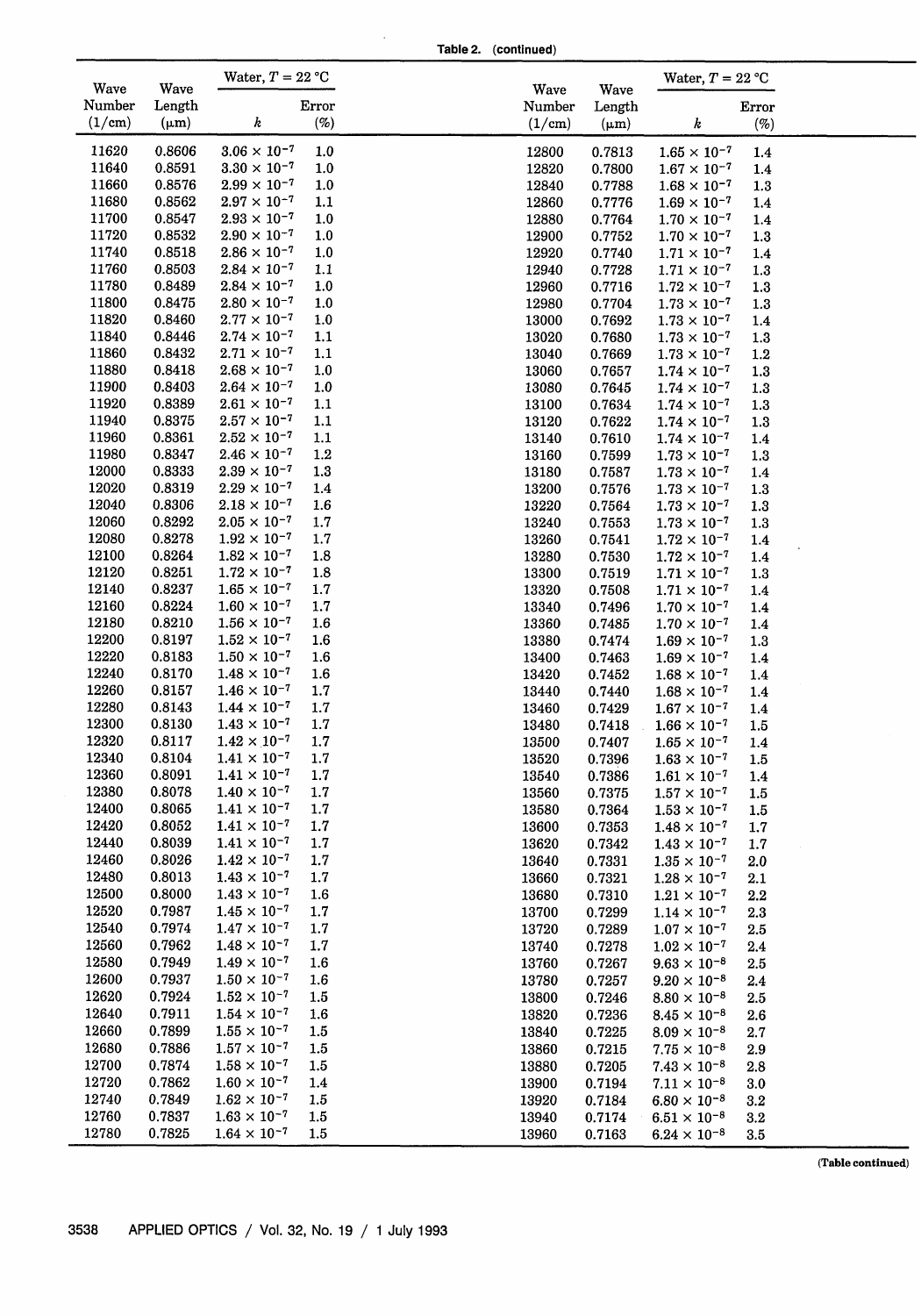**Table 2. (continued)**

| Wave Number (1/cm) | Wave Length (μm) | Water, $T = 22$ °C $k$ | Error (%) |
|---|---|---|---|
| 11620 | 0.8606 | $3.06 \times 10^{-7}$ | 1.0 |
| 11640 | 0.8591 | $3.30 \times 10^{-7}$ | 1.0 |
| 11660 | 0.8576 | $2.99 \times 10^{-7}$ | 1.0 |
| 11680 | 0.8562 | $2.97 \times 10^{-7}$ | 1.1 |
| 11700 | 0.8547 | $2.93 \times 10^{-7}$ | 1.0 |
| 11720 | 0.8532 | $2.90 \times 10^{-7}$ | 1.0 |
| 11740 | 0.8518 | $2.86 \times 10^{-7}$ | 1.0 |
| 11760 | 0.8503 | $2.84 \times 10^{-7}$ | 1.1 |
| 11780 | 0.8489 | $2.84 \times 10^{-7}$ | 1.0 |
| 11800 | 0.8475 | $2.80 \times 10^{-7}$ | 1.0 |
| 11820 | 0.8460 | $2.77 \times 10^{-7}$ | 1.0 |
| 11840 | 0.8446 | $2.74 \times 10^{-7}$ | 1.1 |
| 11860 | 0.8432 | $2.71 \times 10^{-7}$ | 1.1 |
| 11880 | 0.8418 | $2.68 \times 10^{-7}$ | 1.0 |
| 11900 | 0.8403 | $2.64 \times 10^{-7}$ | 1.0 |
| 11920 | 0.8389 | $2.61 \times 10^{-7}$ | 1.1 |
| 11940 | 0.8375 | $2.57 \times 10^{-7}$ | 1.1 |
| 11960 | 0.8361 | $2.52 \times 10^{-7}$ | 1.1 |
| 11980 | 0.8347 | $2.46 \times 10^{-7}$ | 1.2 |
| 12000 | 0.8333 | $2.39 \times 10^{-7}$ | 1.3 |
| 12020 | 0.8319 | $2.29 \times 10^{-7}$ | 1.4 |
| 12040 | 0.8306 | $2.18 \times 10^{-7}$ | 1.6 |
| 12060 | 0.8292 | $2.05 \times 10^{-7}$ | 1.7 |
| 12080 | 0.8278 | $1.92 \times 10^{-7}$ | 1.7 |
| 12100 | 0.8264 | $1.82 \times 10^{-7}$ | 1.8 |
| 12120 | 0.8251 | $1.72 \times 10^{-7}$ | 1.8 |
| 12140 | 0.8237 | $1.65 \times 10^{-7}$ | 1.7 |
| 12160 | 0.8224 | $1.60 \times 10^{-7}$ | 1.7 |
| 12180 | 0.8210 | $1.56 \times 10^{-7}$ | 1.6 |
| 12200 | 0.8197 | $1.52 \times 10^{-7}$ | 1.6 |
| 12220 | 0.8183 | $1.50 \times 10^{-7}$ | 1.6 |
| 12240 | 0.8170 | $1.48 \times 10^{-7}$ | 1.6 |
| 12260 | 0.8157 | $1.46 \times 10^{-7}$ | 1.7 |
| 12280 | 0.8143 | $1.44 \times 10^{-7}$ | 1.7 |
| 12300 | 0.8130 | $1.43 \times 10^{-7}$ | 1.7 |
| 12320 | 0.8117 | $1.42 \times 10^{-7}$ | 1.7 |
| 12340 | 0.8104 | $1.41 \times 10^{-7}$ | 1.7 |
| 12360 | 0.8091 | $1.41 \times 10^{-7}$ | 1.7 |
| 12380 | 0.8078 | $1.40 \times 10^{-7}$ | 1.7 |
| 12400 | 0.8065 | $1.41 \times 10^{-7}$ | 1.7 |
| 12420 | 0.8052 | $1.41 \times 10^{-7}$ | 1.7 |
| 12440 | 0.8039 | $1.41 \times 10^{-7}$ | 1.7 |
| 12460 | 0.8026 | $1.42 \times 10^{-7}$ | 1.7 |
| 12480 | 0.8013 | $1.43 \times 10^{-7}$ | 1.7 |
| 12500 | 0.8000 | $1.43 \times 10^{-7}$ | 1.6 |
| 12520 | 0.7987 | $1.45 \times 10^{-7}$ | 1.7 |
| 12540 | 0.7974 | $1.47 \times 10^{-7}$ | 1.7 |
| 12560 | 0.7962 | $1.48 \times 10^{-7}$ | 1.7 |
| 12580 | 0.7949 | $1.49 \times 10^{-7}$ | 1.6 |
| 12600 | 0.7937 | $1.50 \times 10^{-7}$ | 1.6 |
| 12620 | 0.7924 | $1.52 \times 10^{-7}$ | 1.5 |
| 12640 | 0.7911 | $1.54 \times 10^{-7}$ | 1.6 |
| 12660 | 0.7899 | $1.55 \times 10^{-7}$ | 1.5 |
| 12680 | 0.7886 | $1.57 \times 10^{-7}$ | 1.5 |
| 12700 | 0.7874 | $1.58 \times 10^{-7}$ | 1.5 |
| 12720 | 0.7862 | $1.60 \times 10^{-7}$ | 1.4 |
| 12740 | 0.7849 | $1.62 \times 10^{-7}$ | 1.5 |
| 12760 | 0.7837 | $1.63 \times 10^{-7}$ | 1.5 |
| 12780 | 0.7825 | $1.64 \times 10^{-7}$ | 1.5 |
| 12800 | 0.7813 | $1.65 \times 10^{-7}$ | 1.4 |
| 12820 | 0.7800 | $1.67 \times 10^{-7}$ | 1.4 |
| 12840 | 0.7788 | $1.68 \times 10^{-7}$ | 1.3 |
| 12860 | 0.7776 | $1.69 \times 10^{-7}$ | 1.4 |
| 12880 | 0.7764 | $1.70 \times 10^{-7}$ | 1.4 |
| 12900 | 0.7752 | $1.70 \times 10^{-7}$ | 1.3 |
| 12920 | 0.7740 | $1.71 \times 10^{-7}$ | 1.4 |
| 12940 | 0.7728 | $1.71 \times 10^{-7}$ | 1.3 |
| 12960 | 0.7716 | $1.72 \times 10^{-7}$ | 1.3 |
| 12980 | 0.7704 | $1.73 \times 10^{-7}$ | 1.3 |
| 13000 | 0.7692 | $1.73 \times 10^{-7}$ | 1.4 |
| 13020 | 0.7680 | $1.73 \times 10^{-7}$ | 1.3 |
| 13040 | 0.7669 | $1.73 \times 10^{-7}$ | 1.2 |
| 13060 | 0.7657 | $1.74 \times 10^{-7}$ | 1.3 |
| 13080 | 0.7645 | $1.74 \times 10^{-7}$ | 1.3 |
| 13100 | 0.7634 | $1.74 \times 10^{-7}$ | 1.3 |
| 13120 | 0.7622 | $1.74 \times 10^{-7}$ | 1.3 |
| 13140 | 0.7610 | $1.74 \times 10^{-7}$ | 1.4 |
| 13160 | 0.7599 | $1.73 \times 10^{-7}$ | 1.3 |
| 13180 | 0.7587 | $1.73 \times 10^{-7}$ | 1.4 |
| 13200 | 0.7576 | $1.73 \times 10^{-7}$ | 1.3 |
| 13220 | 0.7564 | $1.73 \times 10^{-7}$ | 1.3 |
| 13240 | 0.7553 | $1.73 \times 10^{-7}$ | 1.3 |
| 13260 | 0.7541 | $1.72 \times 10^{-7}$ | 1.4 |
| 13280 | 0.7530 | $1.72 \times 10^{-7}$ | 1.4 |
| 13300 | 0.7519 | $1.71 \times 10^{-7}$ | 1.3 |
| 13320 | 0.7508 | $1.71 \times 10^{-7}$ | 1.4 |
| 13340 | 0.7496 | $1.70 \times 10^{-7}$ | 1.4 |
| 13360 | 0.7485 | $1.70 \times 10^{-7}$ | 1.4 |
| 13380 | 0.7474 | $1.69 \times 10^{-7}$ | 1.3 |
| 13400 | 0.7463 | $1.69 \times 10^{-7}$ | 1.4 |
| 13420 | 0.7452 | $1.68 \times 10^{-7}$ | 1.4 |
| 13440 | 0.7440 | $1.68 \times 10^{-7}$ | 1.4 |
| 13460 | 0.7429 | $1.67 \times 10^{-7}$ | 1.4 |
| 13480 | 0.7418 | $1.66 \times 10^{-7}$ | 1.5 |
| 13500 | 0.7407 | $1.65 \times 10^{-7}$ | 1.4 |
| 13520 | 0.7396 | $1.63 \times 10^{-7}$ | 1.5 |
| 13540 | 0.7386 | $1.61 \times 10^{-7}$ | 1.4 |
| 13560 | 0.7375 | $1.57 \times 10^{-7}$ | 1.5 |
| 13580 | 0.7364 | $1.53 \times 10^{-7}$ | 1.5 |
| 13600 | 0.7353 | $1.48 \times 10^{-7}$ | 1.7 |
| 13620 | 0.7342 | $1.43 \times 10^{-7}$ | 1.7 |
| 13640 | 0.7331 | $1.35 \times 10^{-7}$ | 2.0 |
| 13660 | 0.7321 | $1.28 \times 10^{-7}$ | 2.1 |
| 13680 | 0.7310 | $1.21 \times 10^{-7}$ | 2.2 |
| 13700 | 0.7299 | $1.14 \times 10^{-7}$ | 2.3 |
| 13720 | 0.7289 | $1.07 \times 10^{-7}$ | 2.5 |
| 13740 | 0.7278 | $1.02 \times 10^{-7}$ | 2.4 |
| 13760 | 0.7267 | $9.63 \times 10^{-8}$ | 2.5 |
| 13780 | 0.7257 | $9.20 \times 10^{-8}$ | 2.4 |
| 13800 | 0.7246 | $8.80 \times 10^{-8}$ | 2.5 |
| 13820 | 0.7236 | $8.45 \times 10^{-8}$ | 2.6 |
| 13840 | 0.7225 | $8.09 \times 10^{-8}$ | 2.7 |
| 13860 | 0.7215 | $7.75 \times 10^{-8}$ | 2.9 |
| 13880 | 0.7205 | $7.43 \times 10^{-8}$ | 2.8 |
| 13900 | 0.7194 | $7.11 \times 10^{-8}$ | 3.0 |
| 13920 | 0.7184 | $6.80 \times 10^{-8}$ | 3.2 |
| 13940 | 0.7174 | $6.51 \times 10^{-8}$ | 3.2 |
| 13960 | 0.7163 | $6.24 \times 10^{-8}$ | 3.5 |

(Table continued)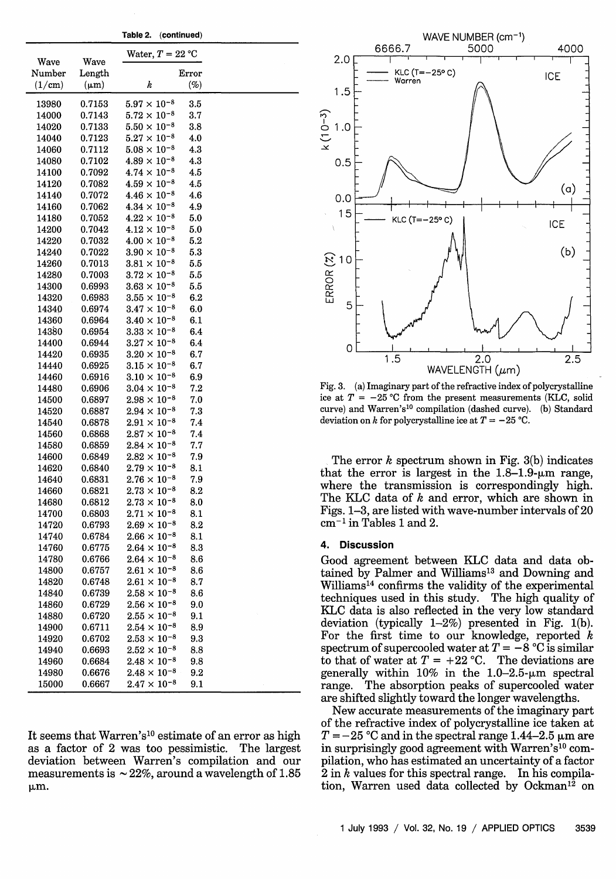**Table 2. (continued)**

| Wave Number (1/cm) | Wave Length (μm) | Water, $T$ = 22 °C $k$ | Error (%) |
|---|---|---|---|
| 13980 | 0.7153 | $5.97 \times 10^{-8}$ | 3.5 |
| 14000 | 0.7143 | $5.72 \times 10^{-8}$ | 3.7 |
| 14020 | 0.7133 | $5.50 \times 10^{-8}$ | 3.8 |
| 14040 | 0.7123 | $5.27 \times 10^{-8}$ | 4.0 |
| 14060 | 0.7112 | $5.08 \times 10^{-8}$ | 4.3 |
| 14080 | 0.7102 | $4.89 \times 10^{-8}$ | 4.3 |
| 14100 | 0.7092 | $4.74 \times 10^{-8}$ | 4.5 |
| 14120 | 0.7082 | $4.59 \times 10^{-8}$ | 4.5 |
| 14140 | 0.7072 | $4.46 \times 10^{-8}$ | 4.6 |
| 14160 | 0.7062 | $4.34 \times 10^{-8}$ | 4.9 |
| 14180 | 0.7052 | $4.22 \times 10^{-8}$ | 5.0 |
| 14200 | 0.7042 | $4.12 \times 10^{-8}$ | 5.0 |
| 14220 | 0.7032 | $4.00 \times 10^{-8}$ | 5.2 |
| 14240 | 0.7022 | $3.90 \times 10^{-8}$ | 5.3 |
| 14260 | 0.7013 | $3.81 \times 10^{-8}$ | 5.5 |
| 14280 | 0.7003 | $3.72 \times 10^{-8}$ | 5.5 |
| 14300 | 0.6993 | $3.63 \times 10^{-8}$ | 5.5 |
| 14320 | 0.6983 | $3.55 \times 10^{-8}$ | 6.2 |
| 14340 | 0.6974 | $3.47 \times 10^{-8}$ | 6.0 |
| 14360 | 0.6964 | $3.40 \times 10^{-8}$ | 6.1 |
| 14380 | 0.6954 | $3.33 \times 10^{-8}$ | 6.4 |
| 14400 | 0.6944 | $3.27 \times 10^{-8}$ | 6.4 |
| 14420 | 0.6935 | $3.20 \times 10^{-8}$ | 6.7 |
| 14440 | 0.6925 | $3.15 \times 10^{-8}$ | 6.7 |
| 14460 | 0.6916 | $3.10 \times 10^{-8}$ | 6.9 |
| 14480 | 0.6906 | $3.04 \times 10^{-8}$ | 7.2 |
| 14500 | 0.6897 | $2.98 \times 10^{-8}$ | 7.0 |
| 14520 | 0.6887 | $2.94 \times 10^{-8}$ | 7.3 |
| 14540 | 0.6878 | $2.91 \times 10^{-8}$ | 7.4 |
| 14560 | 0.6868 | $2.87 \times 10^{-8}$ | 7.4 |
| 14580 | 0.6859 | $2.84 \times 10^{-8}$ | 7.7 |
| 14600 | 0.6849 | $2.82 \times 10^{-8}$ | 7.9 |
| 14620 | 0.6840 | $2.79 \times 10^{-8}$ | 8.1 |
| 14640 | 0.6831 | $2.76 \times 10^{-8}$ | 7.9 |
| 14660 | 0.6821 | $2.73 \times 10^{-8}$ | 8.2 |
| 14680 | 0.6812 | $2.73 \times 10^{-8}$ | 8.0 |
| 14700 | 0.6803 | $2.71 \times 10^{-8}$ | 8.1 |
| 14720 | 0.6793 | $2.69 \times 10^{-8}$ | 8.2 |
| 14740 | 0.6784 | $2.66 \times 10^{-8}$ | 8.1 |
| 14760 | 0.6775 | $2.64 \times 10^{-8}$ | 8.3 |
| 14780 | 0.6766 | $2.64 \times 10^{-8}$ | 8.6 |
| 14800 | 0.6757 | $2.61 \times 10^{-8}$ | 8.6 |
| 14820 | 0.6748 | $2.61 \times 10^{-8}$ | 8.7 |
| 14840 | 0.6739 | $2.58 \times 10^{-8}$ | 8.6 |
| 14860 | 0.6729 | $2.56 \times 10^{-8}$ | 9.0 |
| 14880 | 0.6720 | $2.55 \times 10^{-8}$ | 9.1 |
| 14900 | 0.6711 | $2.54 \times 10^{-8}$ | 8.9 |
| 14920 | 0.6702 | $2.53 \times 10^{-8}$ | 9.3 |
| 14940 | 0.6693 | $2.52 \times 10^{-8}$ | 8.8 |
| 14960 | 0.6684 | $2.48 \times 10^{-8}$ | 9.8 |
| 14980 | 0.6676 | $2.48 \times 10^{-8}$ | 9.2 |
| 15000 | 0.6667 | $2.47 \times 10^{-8}$ | 9.1 |

It seems that Warren's[10] estimate of an error as high as a factor of 2 was too pessimistic. The largest deviation between Warren's compilation and our measurements is ~22%, around a wavelength of 1.85 μm.

Fig. 3. (a) Imaginary part of the refractive index of polycrystalline ice at $T$ = −25 °C from the present measurements (KLC, solid curve) and Warren's[10] compilation (dashed curve). (b) Standard deviation on $k$ for polycrystalline ice at $T$ = −25 °C.

The error $k$ spectrum shown in Fig. 3(b) indicates that the error is largest in the 1.8–1.9-μm range, where the transmission is correspondingly high. The KLC data of $k$ and error, which are shown in Figs. 1–3, are listed with wave-number intervals of 20 cm$^{-1}$ in Tables 1 and 2.

## 4. Discussion

Good agreement between KLC data and data obtained by Palmer and Williams[13] and Downing and Williams[14] confirms the validity of the experimental techniques used in this study. The high quality of KLC data is also reflected in the very low standard deviation (typically 1–2%) presented in Fig. 1(b). For the first time to our knowledge, reported $k$ spectrum of supercooled water at $T$ = −8 °C is similar to that of water at $T$ = +22 °C. The deviations are generally within 10% in the 1.0–2.5-μm spectral range. The absorption peaks of supercooled water are shifted slightly toward the longer wavelengths.

New accurate measurements of the imaginary part of the refractive index of polycrystalline ice taken at $T$ = −25 °C and in the spectral range 1.44–2.5 μm are in surprisingly good agreement with Warren's[10] compilation, who has estimated an uncertainty of a factor 2 in $k$ values for this spectral range. In his compilation, Warren used data collected by Ockman[12] on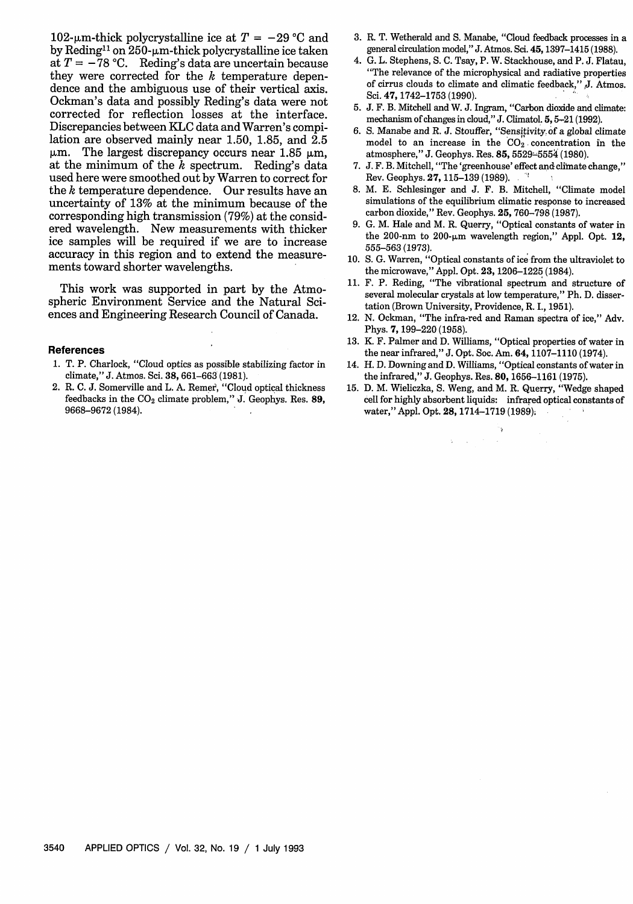102-μm-thick polycrystalline ice at $T = -29$ °C and by Reding[11] on 250-μm-thick polycrystalline ice taken at $T = -78$ °C. Reding's data are uncertain because they were corrected for the $k$ temperature dependence and the ambiguous use of their vertical axis. Ockman's data and possibly Reding's data were not corrected for reflection losses at the interface. Discrepancies between KLC data and Warren's compilation are observed mainly near 1.50, 1.85, and 2.5 μm. The largest discrepancy occurs near 1.85 μm, at the minimum of the $k$ spectrum. Reding's data used here were smoothed out by Warren to correct for the $k$ temperature dependence. Our results have an uncertainty of 13% at the minimum because of the corresponding high transmission (79%) at the considered wavelength. New measurements with thicker ice samples will be required if we are to increase accuracy in this region and to extend the measurements toward shorter wavelengths.

This work was supported in part by the Atmospheric Environment Service and the Natural Sciences and Engineering Research Council of Canada.

## References

1. T. P. Charlock, "Cloud optics as possible stabilizing factor in climate," J. Atmos. Sci. **38**, 661–663 (1981).
2. R. C. J. Somerville and L. A. Remer, "Cloud optical thickness feedbacks in the $CO_2$ climate problem," J. Geophys. Res. **89**, 9668–9672 (1984).
3. R. T. Wetherald and S. Manabe, "Cloud feedback processes in a general circulation model," J. Atmos. Sci. **45**, 1397–1415 (1988).
4. G. L. Stephens, S. C. Tsay, P. W. Stackhouse, and P. J. Flatau, "The relevance of the microphysical and radiative properties of cirrus clouds to climate and climatic feedback," J. Atmos. Sci. **47**, 1742–1753 (1990).
5. J. F. B. Mitchell and W. J. Ingram, "Carbon dioxide and climate: mechanism of changes in cloud," J. Climatol. **5**, 5–21 (1992).
6. S. Manabe and R. J. Stouffer, "Sensitivity of a global climate model to an increase in the $CO_2$ concentration in the atmosphere," J. Geophys. Res. **85**, 5529–5554 (1980).
7. J. F. B. Mitchell, "The 'greenhouse' effect and climate change," Rev. Geophys. **27**, 115–139 (1989).
8. M. E. Schlesinger and J. F. B. Mitchell, "Climate model simulations of the equilibrium climatic response to increased carbon dioxide," Rev. Geophys. **25**, 760–798 (1987).
9. G. M. Hale and M. R. Querry, "Optical constants of water in the 200-nm to 200-μm wavelength region," Appl. Opt. **12**, 555–563 (1973).
10. S. G. Warren, "Optical constants of ice from the ultraviolet to the microwave," Appl. Opt. **23**, 1206–1225 (1984).
11. F. P. Reding, "The vibrational spectrum and structure of several molecular crystals at low temperature," Ph. D. dissertation (Brown University, Providence, R. I., 1951).
12. N. Ockman, "The infra-red and Raman spectra of ice," Adv. Phys. **7**, 199–220 (1958).
13. K. F. Palmer and D. Williams, "Optical properties of water in the near infrared," J. Opt. Soc. Am. **64**, 1107–1110 (1974).
14. H. D. Downing and D. Williams, "Optical constants of water in the infrared," J. Geophys. Res. **80**, 1656–1161 (1975).
15. D. M. Wieliczka, S. Weng, and M. R. Querry, "Wedge shaped cell for highly absorbent liquids: infrared optical constants of water," Appl. Opt. **28**, 1714–1719 (1989).